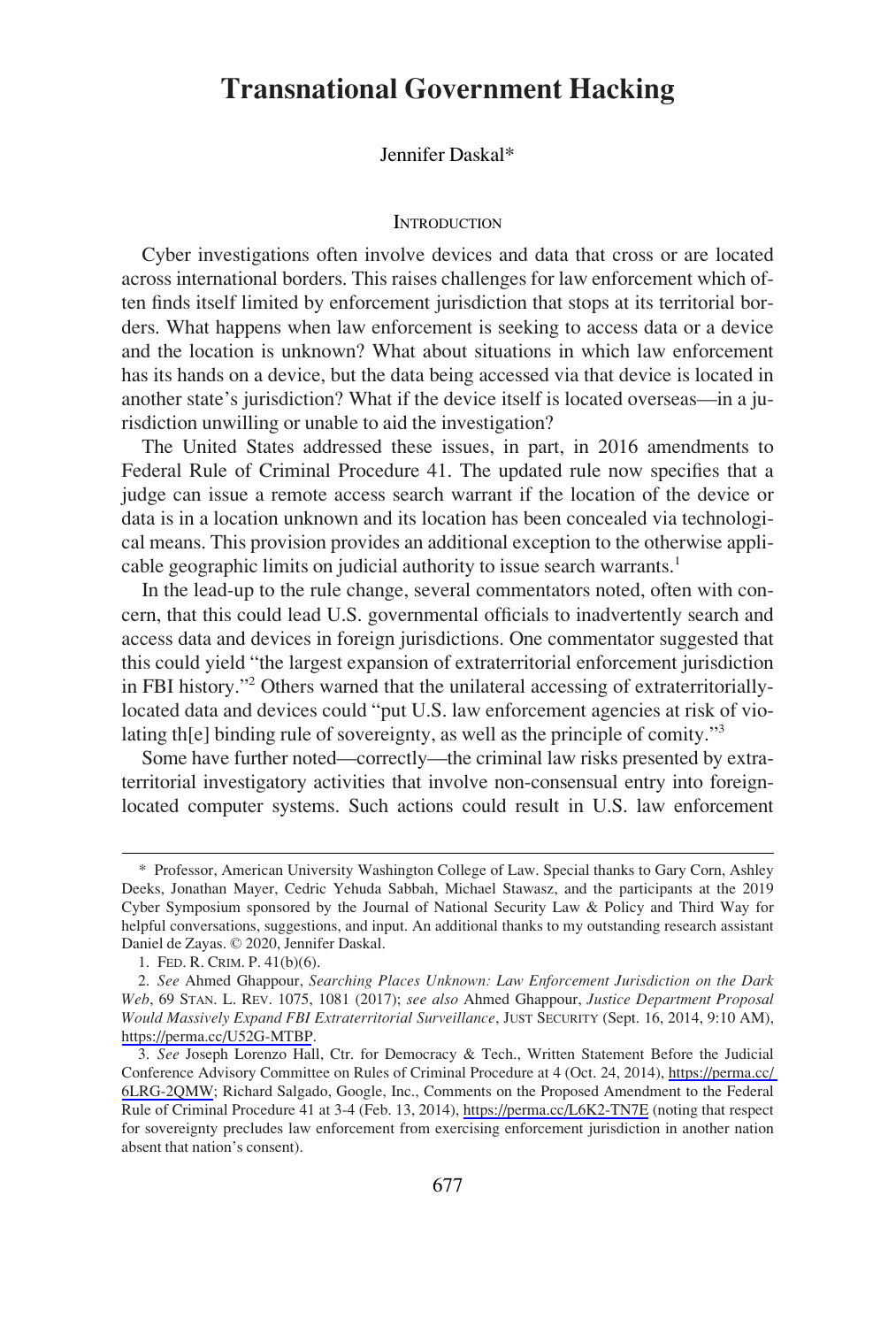# Transnational Government Hacking

Jennifer Daskal*

## Introduction

Cyber investigations often involve devices and data that cross or are located across international borders. This raises challenges for law enforcement which often finds itself limited by enforcement jurisdiction that stops at its territorial borders. What happens when law enforcement is seeking to access data or a device and the location is unknown? What about situations in which law enforcement has its hands on a device, but the data being accessed via that device is located in another state's jurisdiction? What if the device itself is located overseas—in a jurisdiction unwilling or unable to aid the investigation?

The United States addressed these issues, in part, in 2016 amendments to Federal Rule of Criminal Procedure 41. The updated rule now specifies that a judge can issue a remote access search warrant if the location of the device or data is in a location unknown and its location has been concealed via technological means. This provision provides an additional exception to the otherwise applicable geographic limits on judicial authority to issue search warrants.[1]

In the lead-up to the rule change, several commentators noted, often with concern, that this could lead U.S. governmental officials to inadvertently search and access data and devices in foreign jurisdictions. One commentator suggested that this could yield "the largest expansion of extraterritorial enforcement jurisdiction in FBI history."[2] Others warned that the unilateral accessing of extraterritorially-located data and devices could "put U.S. law enforcement agencies at risk of violating th[e] binding rule of sovereignty, as well as the principle of comity."[3]

Some have further noted—correctly—the criminal law risks presented by extraterritorial investigatory activities that involve non-consensual entry into foreign-located computer systems. Such actions could result in U.S. law enforcement

---

\* Professor, American University Washington College of Law. Special thanks to Gary Corn, Ashley Deeks, Jonathan Mayer, Cedric Yehuda Sabbah, Michael Stawasz, and the participants at the 2019 Cyber Symposium sponsored by the Journal of National Security Law & Policy and Third Way for helpful conversations, suggestions, and input. An additional thanks to my outstanding research assistant Daniel de Zayas. © 2020, Jennifer Daskal.

1. FED. R. CRIM. P. 41(b)(6).

2. *See* Ahmed Ghappour, *Searching Places Unknown: Law Enforcement Jurisdiction on the Dark Web*, 69 STAN. L. REV. 1075, 1081 (2017); *see also* Ahmed Ghappour, *Justice Department Proposal Would Massively Expand FBI Extraterritorial Surveillance*, JUST SECURITY (Sept. 16, 2014, 9:10 AM), https://perma.cc/U52G-MTBP.

3. *See* Joseph Lorenzo Hall, Ctr. for Democracy & Tech., Written Statement Before the Judicial Conference Advisory Committee on Rules of Criminal Procedure at 4 (Oct. 24, 2014), https://perma.cc/6LRG-2QMW; Richard Salgado, Google, Inc., Comments on the Proposed Amendment to the Federal Rule of Criminal Procedure 41 at 3-4 (Feb. 13, 2014), https://perma.cc/L6K2-TN7E (noting that respect for sovereignty precludes law enforcement from exercising enforcement jurisdiction in another nation absent that nation's consent).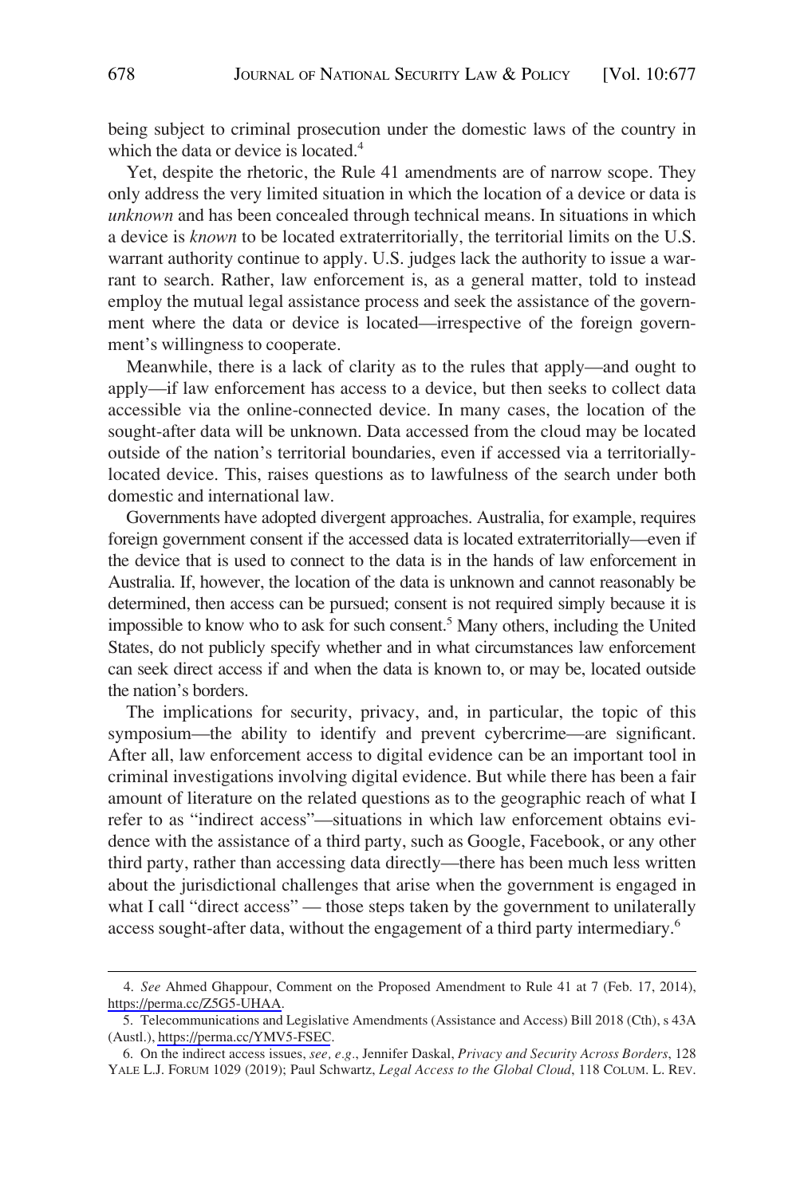being subject to criminal prosecution under the domestic laws of the country in which the data or device is located.[4]

Yet, despite the rhetoric, the Rule 41 amendments are of narrow scope. They only address the very limited situation in which the location of a device or data is *unknown* and has been concealed through technical means. In situations in which a device is *known* to be located extraterritorially, the territorial limits on the U.S. warrant authority continue to apply. U.S. judges lack the authority to issue a warrant to search. Rather, law enforcement is, as a general matter, told to instead employ the mutual legal assistance process and seek the assistance of the government where the data or device is located—irrespective of the foreign government's willingness to cooperate.

Meanwhile, there is a lack of clarity as to the rules that apply—and ought to apply—if law enforcement has access to a device, but then seeks to collect data accessible via the online-connected device. In many cases, the location of the sought-after data will be unknown. Data accessed from the cloud may be located outside of the nation's territorial boundaries, even if accessed via a territorially-located device. This, raises questions as to lawfulness of the search under both domestic and international law.

Governments have adopted divergent approaches. Australia, for example, requires foreign government consent if the accessed data is located extraterritorially—even if the device that is used to connect to the data is in the hands of law enforcement in Australia. If, however, the location of the data is unknown and cannot reasonably be determined, then access can be pursued; consent is not required simply because it is impossible to know who to ask for such consent.[5] Many others, including the United States, do not publicly specify whether and in what circumstances law enforcement can seek direct access if and when the data is known to, or may be, located outside the nation's borders.

The implications for security, privacy, and, in particular, the topic of this symposium—the ability to identify and prevent cybercrime—are significant. After all, law enforcement access to digital evidence can be an important tool in criminal investigations involving digital evidence. But while there has been a fair amount of literature on the related questions as to the geographic reach of what I refer to as "indirect access"—situations in which law enforcement obtains evidence with the assistance of a third party, such as Google, Facebook, or any other third party, rather than accessing data directly—there has been much less written about the jurisdictional challenges that arise when the government is engaged in what I call "direct access" — those steps taken by the government to unilaterally access sought-after data, without the engagement of a third party intermediary.[6]

---

4. *See* Ahmed Ghappour, Comment on the Proposed Amendment to Rule 41 at 7 (Feb. 17, 2014), https://perma.cc/Z5G5-UHAA.

5. Telecommunications and Legislative Amendments (Assistance and Access) Bill 2018 (Cth), s 43A (Austl.), https://perma.cc/YMV5-FSEC.

6. On the indirect access issues, *see, e.g.*, Jennifer Daskal, *Privacy and Security Across Borders*, 128 YALE L.J. FORUM 1029 (2019); Paul Schwartz, *Legal Access to the Global Cloud*, 118 COLUM. L. REV.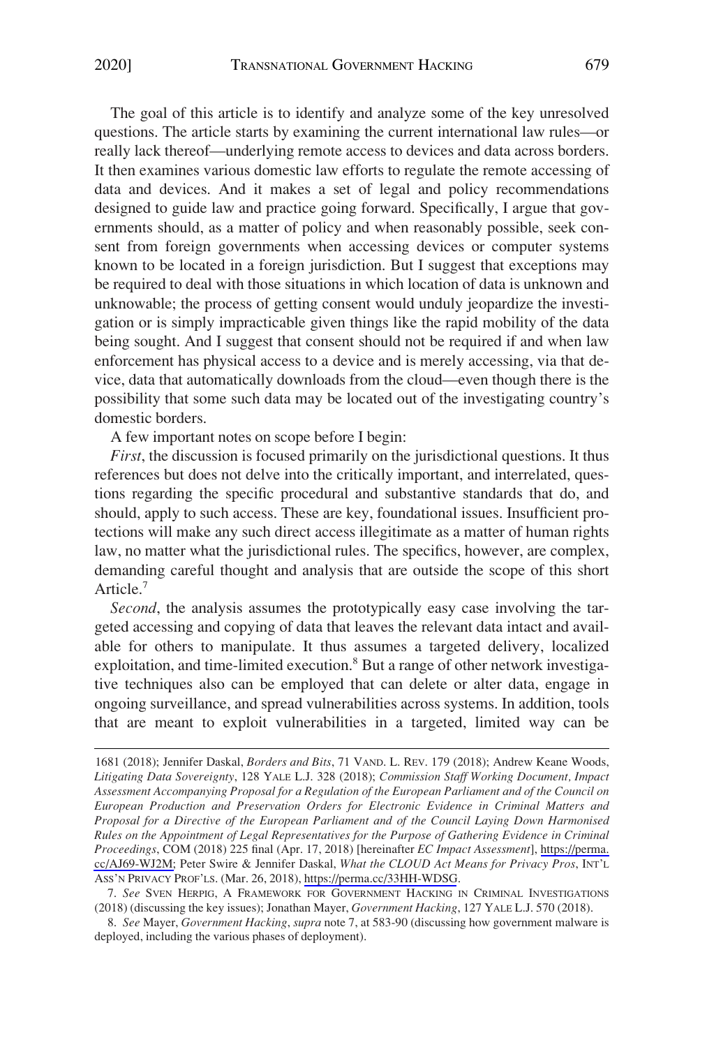The goal of this article is to identify and analyze some of the key unresolved questions. The article starts by examining the current international law rules—or really lack thereof—underlying remote access to devices and data across borders. It then examines various domestic law efforts to regulate the remote accessing of data and devices. And it makes a set of legal and policy recommendations designed to guide law and practice going forward. Specifically, I argue that governments should, as a matter of policy and when reasonably possible, seek consent from foreign governments when accessing devices or computer systems known to be located in a foreign jurisdiction. But I suggest that exceptions may be required to deal with those situations in which location of data is unknown and unknowable; the process of getting consent would unduly jeopardize the investigation or is simply impracticable given things like the rapid mobility of the data being sought. And I suggest that consent should not be required if and when law enforcement has physical access to a device and is merely accessing, via that device, data that automatically downloads from the cloud—even though there is the possibility that some such data may be located out of the investigating country's domestic borders.

A few important notes on scope before I begin:

*First*, the discussion is focused primarily on the jurisdictional questions. It thus references but does not delve into the critically important, and interrelated, questions regarding the specific procedural and substantive standards that do, and should, apply to such access. These are key, foundational issues. Insufficient protections will make any such direct access illegitimate as a matter of human rights law, no matter what the jurisdictional rules. The specifics, however, are complex, demanding careful thought and analysis that are outside the scope of this short Article.[7]

*Second*, the analysis assumes the prototypically easy case involving the targeted accessing and copying of data that leaves the relevant data intact and available for others to manipulate. It thus assumes a targeted delivery, localized exploitation, and time-limited execution.[8] But a range of other network investigative techniques also can be employed that can delete or alter data, engage in ongoing surveillance, and spread vulnerabilities across systems. In addition, tools that are meant to exploit vulnerabilities in a targeted, limited way can be

---

1681 (2018); Jennifer Daskal, *Borders and Bits*, 71 VAND. L. REV. 179 (2018); Andrew Keane Woods, *Litigating Data Sovereignty*, 128 YALE L.J. 328 (2018); *Commission Staff Working Document, Impact Assessment Accompanying Proposal for a Regulation of the European Parliament and of the Council on European Production and Preservation Orders for Electronic Evidence in Criminal Matters and Proposal for a Directive of the European Parliament and of the Council Laying Down Harmonised Rules on the Appointment of Legal Representatives for the Purpose of Gathering Evidence in Criminal Proceedings*, COM (2018) 225 final (Apr. 17, 2018) [hereinafter *EC Impact Assessment*], https://perma.cc/AJ69-WJ2M; Peter Swire & Jennifer Daskal, *What the CLOUD Act Means for Privacy Pros*, INT'L ASS'N PRIVACY PROF'LS. (Mar. 26, 2018), https://perma.cc/33HH-WDSG.

7. *See* SVEN HERPIG, A FRAMEWORK FOR GOVERNMENT HACKING IN CRIMINAL INVESTIGATIONS (2018) (discussing the key issues); Jonathan Mayer, *Government Hacking*, 127 YALE L.J. 570 (2018).

8. *See* Mayer, *Government Hacking*, *supra* note 7, at 583-90 (discussing how government malware is deployed, including the various phases of deployment).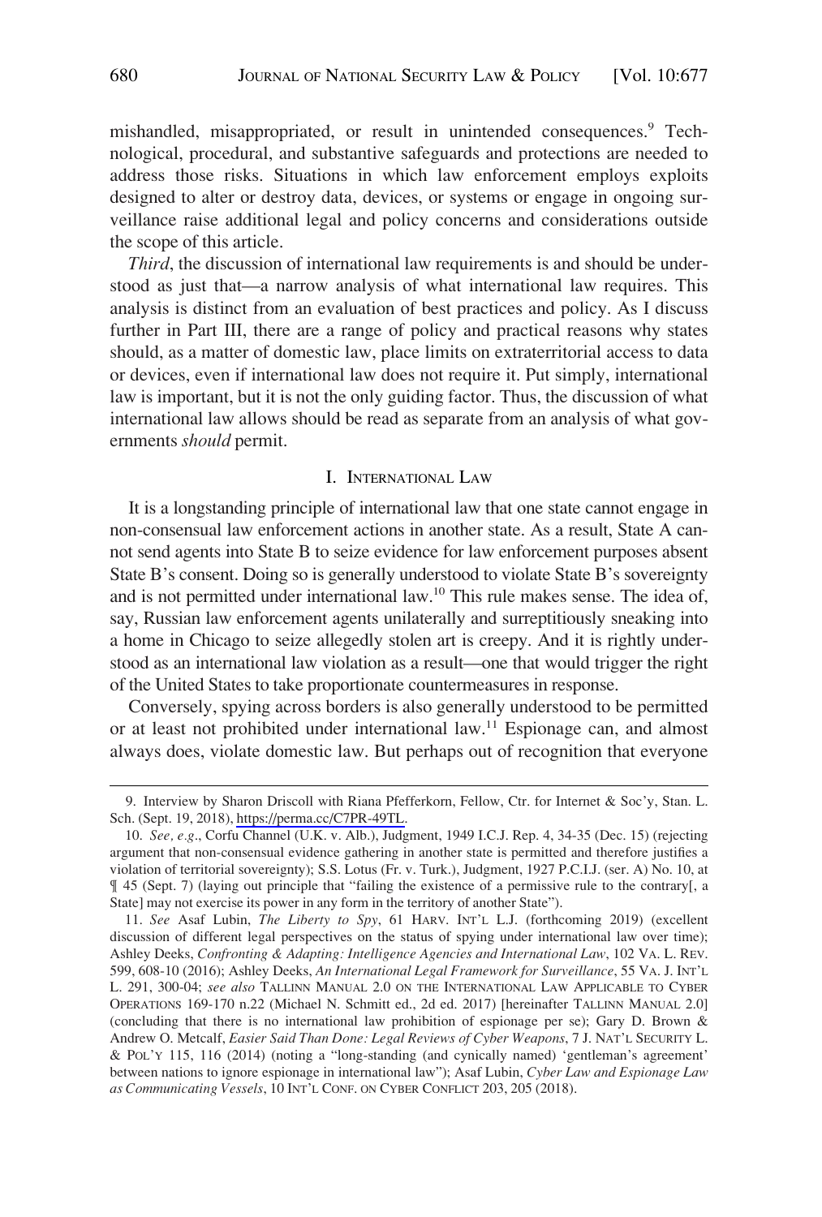mishandled, misappropriated, or result in unintended consequences.[9] Technological, procedural, and substantive safeguards and protections are needed to address those risks. Situations in which law enforcement employs exploits designed to alter or destroy data, devices, or systems or engage in ongoing surveillance raise additional legal and policy concerns and considerations outside the scope of this article.

*Third*, the discussion of international law requirements is and should be understood as just that—a narrow analysis of what international law requires. This analysis is distinct from an evaluation of best practices and policy. As I discuss further in Part III, there are a range of policy and practical reasons why states should, as a matter of domestic law, place limits on extraterritorial access to data or devices, even if international law does not require it. Put simply, international law is important, but it is not the only guiding factor. Thus, the discussion of what international law allows should be read as separate from an analysis of what governments *should* permit.

## I. International Law

It is a longstanding principle of international law that one state cannot engage in non-consensual law enforcement actions in another state. As a result, State A cannot send agents into State B to seize evidence for law enforcement purposes absent State B's consent. Doing so is generally understood to violate State B's sovereignty and is not permitted under international law.[10] This rule makes sense. The idea of, say, Russian law enforcement agents unilaterally and surreptitiously sneaking into a home in Chicago to seize allegedly stolen art is creepy. And it is rightly understood as an international law violation as a result—one that would trigger the right of the United States to take proportionate countermeasures in response.

Conversely, spying across borders is also generally understood to be permitted or at least not prohibited under international law.[11] Espionage can, and almost always does, violate domestic law. But perhaps out of recognition that everyone

---

9. Interview by Sharon Driscoll with Riana Pfefferkorn, Fellow, Ctr. for Internet & Soc'y, Stan. L. Sch. (Sept. 19, 2018), https://perma.cc/C7PR-49TL.

10. *See, e.g.*, Corfu Channel (U.K. v. Alb.), Judgment, 1949 I.C.J. Rep. 4, 34-35 (Dec. 15) (rejecting argument that non-consensual evidence gathering in another state is permitted and therefore justifies a violation of territorial sovereignty); S.S. Lotus (Fr. v. Turk.), Judgment, 1927 P.C.I.J. (ser. A) No. 10, at ¶ 45 (Sept. 7) (laying out principle that "failing the existence of a permissive rule to the contrary[, a State] may not exercise its power in any form in the territory of another State").

11. *See* Asaf Lubin, *The Liberty to Spy*, 61 HARV. INT'L L.J. (forthcoming 2019) (excellent discussion of different legal perspectives on the status of spying under international law over time); Ashley Deeks, *Confronting & Adapting: Intelligence Agencies and International Law*, 102 VA. L. REV. 599, 608-10 (2016); Ashley Deeks, *An International Legal Framework for Surveillance*, 55 VA. J. INT'L L. 291, 300-04; *see also* TALLINN MANUAL 2.0 ON THE INTERNATIONAL LAW APPLICABLE TO CYBER OPERATIONS 169-170 n.22 (Michael N. Schmitt ed., 2d ed. 2017) [hereinafter TALLINN MANUAL 2.0] (concluding that there is no international law prohibition of espionage per se); Gary D. Brown & Andrew O. Metcalf, *Easier Said Than Done: Legal Reviews of Cyber Weapons*, 7 J. NAT'L SECURITY L. & POL'Y 115, 116 (2014) (noting a "long-standing (and cynically named) 'gentleman's agreement' between nations to ignore espionage in international law"); Asaf Lubin, *Cyber Law and Espionage Law as Communicating Vessels*, 10 INT'L CONF. ON CYBER CONFLICT 203, 205 (2018).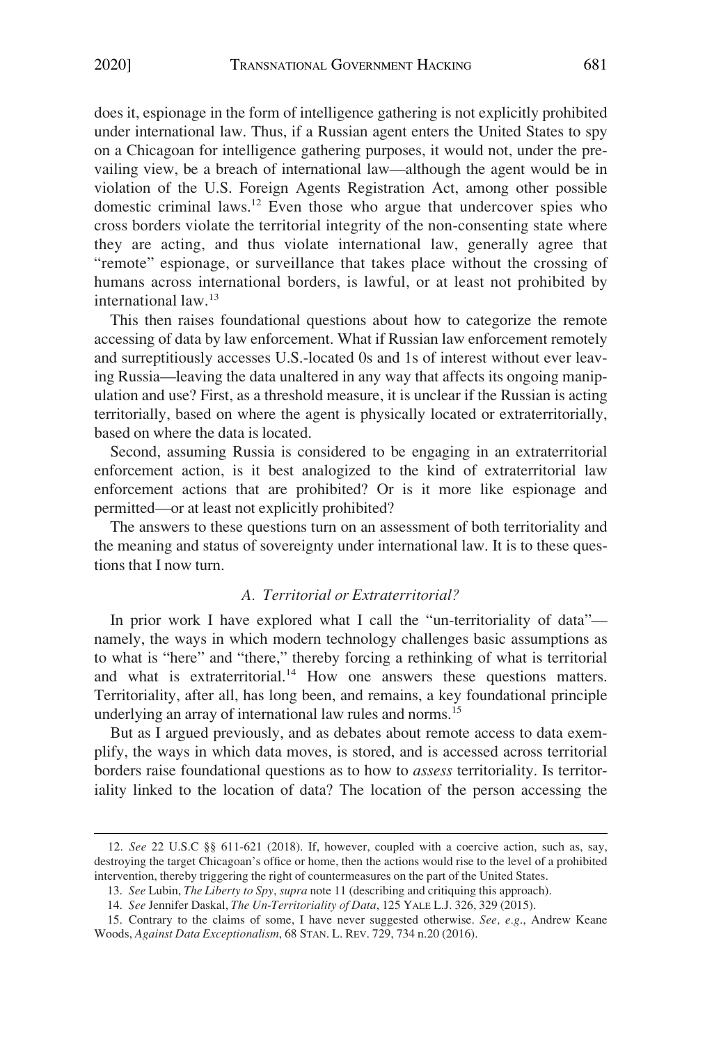does it, espionage in the form of intelligence gathering is not explicitly prohibited under international law. Thus, if a Russian agent enters the United States to spy on a Chicagoan for intelligence gathering purposes, it would not, under the prevailing view, be a breach of international law—although the agent would be in violation of the U.S. Foreign Agents Registration Act, among other possible domestic criminal laws.[12] Even those who argue that undercover spies who cross borders violate the territorial integrity of the non-consenting state where they are acting, and thus violate international law, generally agree that "remote" espionage, or surveillance that takes place without the crossing of humans across international borders, is lawful, or at least not prohibited by international law.[13]

This then raises foundational questions about how to categorize the remote accessing of data by law enforcement. What if Russian law enforcement remotely and surreptitiously accesses U.S.-located 0s and 1s of interest without ever leaving Russia—leaving the data unaltered in any way that affects its ongoing manipulation and use? First, as a threshold measure, it is unclear if the Russian is acting territorially, based on where the agent is physically located or extraterritorially, based on where the data is located.

Second, assuming Russia is considered to be engaging in an extraterritorial enforcement action, is it best analogized to the kind of extraterritorial law enforcement actions that are prohibited? Or is it more like espionage and permitted—or at least not explicitly prohibited?

The answers to these questions turn on an assessment of both territoriality and the meaning and status of sovereignty under international law. It is to these questions that I now turn.

### *A. Territorial or Extraterritorial?*

In prior work I have explored what I call the "un-territoriality of data"—namely, the ways in which modern technology challenges basic assumptions as to what is "here" and "there," thereby forcing a rethinking of what is territorial and what is extraterritorial.[14] How one answers these questions matters. Territoriality, after all, has long been, and remains, a key foundational principle underlying an array of international law rules and norms.[15]

But as I argued previously, and as debates about remote access to data exemplify, the ways in which data moves, is stored, and is accessed across territorial borders raise foundational questions as to how to *assess* territoriality. Is territoriality linked to the location of data? The location of the person accessing the

---

12. *See* 22 U.S.C §§ 611-621 (2018). If, however, coupled with a coercive action, such as, say, destroying the target Chicagoan's office or home, then the actions would rise to the level of a prohibited intervention, thereby triggering the right of countermeasures on the part of the United States.

13. *See* Lubin, *The Liberty to Spy*, *supra* note 11 (describing and critiquing this approach).

14. *See* Jennifer Daskal, *The Un-Territoriality of Data*, 125 YALE L.J. 326, 329 (2015).

15. Contrary to the claims of some, I have never suggested otherwise. *See, e.g.*, Andrew Keane Woods, *Against Data Exceptionalism*, 68 STAN. L. REV. 729, 734 n.20 (2016).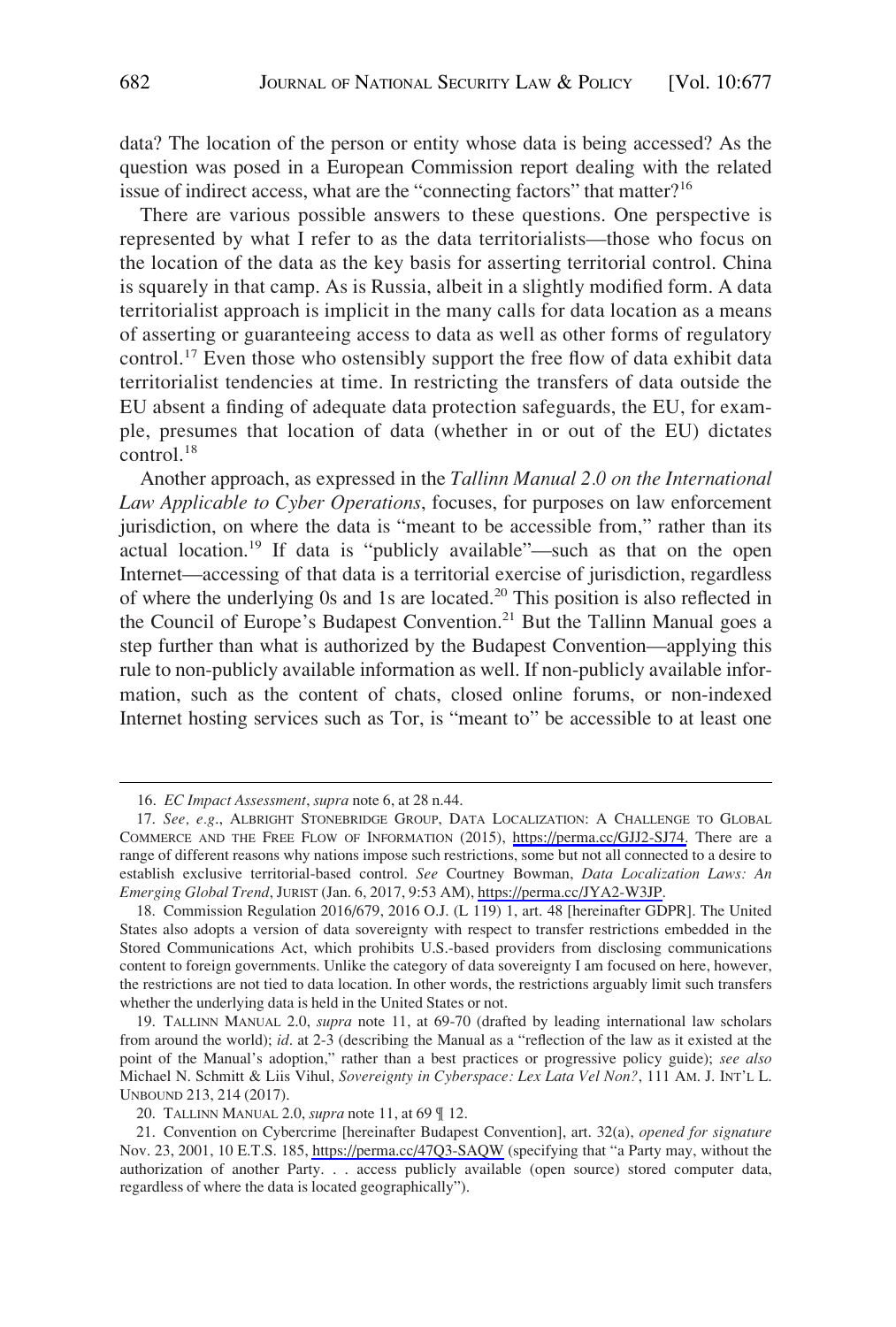data? The location of the person or entity whose data is being accessed? As the question was posed in a European Commission report dealing with the related issue of indirect access, what are the "connecting factors" that matter?[16]

There are various possible answers to these questions. One perspective is represented by what I refer to as the data territorialists—those who focus on the location of the data as the key basis for asserting territorial control. China is squarely in that camp. As is Russia, albeit in a slightly modified form. A data territorialist approach is implicit in the many calls for data location as a means of asserting or guaranteeing access to data as well as other forms of regulatory control.[17] Even those who ostensibly support the free flow of data exhibit data territorialist tendencies at time. In restricting the transfers of data outside the EU absent a finding of adequate data protection safeguards, the EU, for example, presumes that location of data (whether in or out of the EU) dictates control.[18]

Another approach, as expressed in the *Tallinn Manual 2.0 on the International Law Applicable to Cyber Operations*, focuses, for purposes on law enforcement jurisdiction, on where the data is "meant to be accessible from," rather than its actual location.[19] If data is "publicly available"—such as that on the open Internet—accessing of that data is a territorial exercise of jurisdiction, regardless of where the underlying 0s and 1s are located.[20] This position is also reflected in the Council of Europe's Budapest Convention.[21] But the Tallinn Manual goes a step further than what is authorized by the Budapest Convention—applying this rule to non-publicly available information as well. If non-publicly available information, such as the content of chats, closed online forums, or non-indexed Internet hosting services such as Tor, is "meant to" be accessible to at least one

---

16. *EC Impact Assessment*, *supra* note 6, at 28 n.44.

17. *See, e.g.*, ALBRIGHT STONEBRIDGE GROUP, DATA LOCALIZATION: A CHALLENGE TO GLOBAL COMMERCE AND THE FREE FLOW OF INFORMATION (2015), https://perma.cc/GJJ2-SJ74. There are a range of different reasons why nations impose such restrictions, some but not all connected to a desire to establish exclusive territorial-based control. *See* Courtney Bowman, *Data Localization Laws: An Emerging Global Trend*, JURIST (Jan. 6, 2017, 9:53 AM), https://perma.cc/JYA2-W3JP.

18. Commission Regulation 2016/679, 2016 O.J. (L 119) 1, art. 48 [hereinafter GDPR]. The United States also adopts a version of data sovereignty with respect to transfer restrictions embedded in the Stored Communications Act, which prohibits U.S.-based providers from disclosing communications content to foreign governments. Unlike the category of data sovereignty I am focused on here, however, the restrictions are not tied to data location. In other words, the restrictions arguably limit such transfers whether the underlying data is held in the United States or not.

19. TALLINN MANUAL 2.0, *supra* note 11, at 69-70 (drafted by leading international law scholars from around the world); *id*. at 2-3 (describing the Manual as a "reflection of the law as it existed at the point of the Manual's adoption," rather than a best practices or progressive policy guide); *see also* Michael N. Schmitt & Liis Vihul, *Sovereignty in Cyberspace: Lex Lata Vel Non?*, 111 AM. J. INT'L L. UNBOUND 213, 214 (2017).

20. TALLINN MANUAL 2.0, *supra* note 11, at 69 ¶ 12.

21. Convention on Cybercrime [hereinafter Budapest Convention], art. 32(a), *opened for signature* Nov. 23, 2001, 10 E.T.S. 185, https://perma.cc/47Q3-SAQW (specifying that "a Party may, without the authorization of another Party. . . access publicly available (open source) stored computer data, regardless of where the data is located geographically").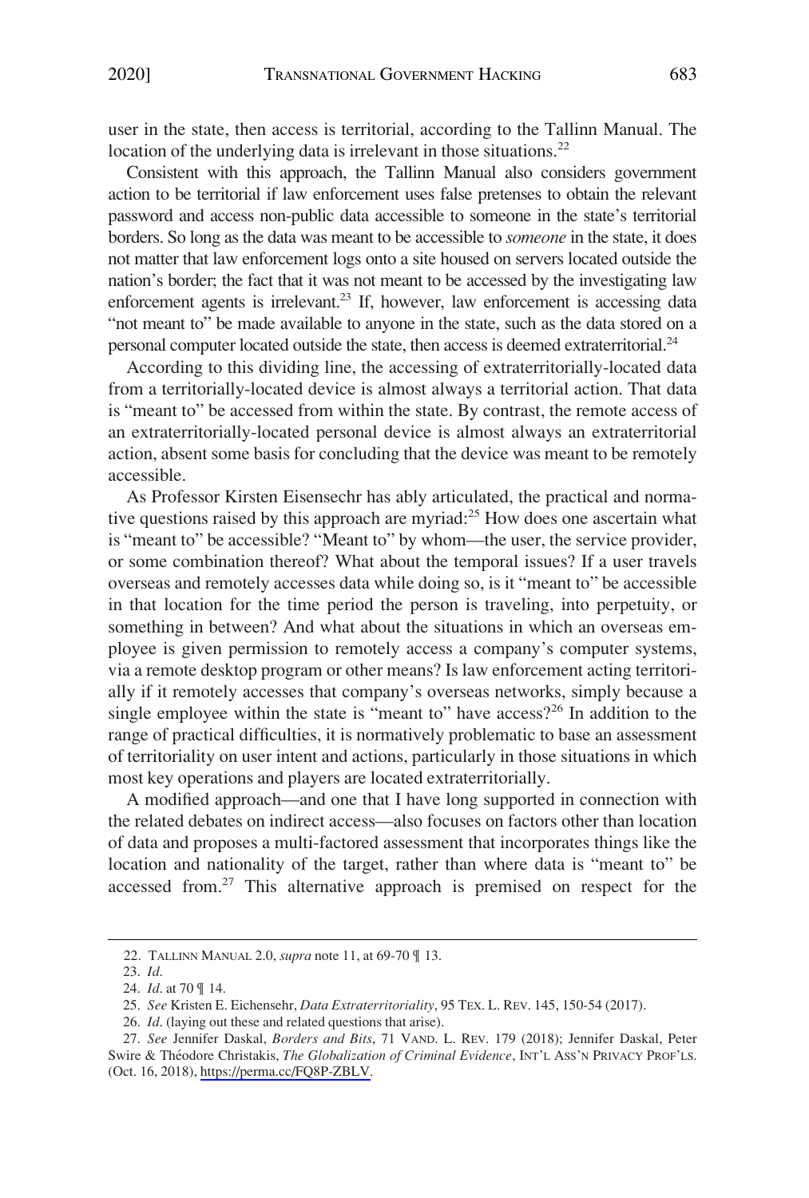user in the state, then access is territorial, according to the Tallinn Manual. The location of the underlying data is irrelevant in those situations.[22]

Consistent with this approach, the Tallinn Manual also considers government action to be territorial if law enforcement uses false pretenses to obtain the relevant password and access non-public data accessible to someone in the state's territorial borders. So long as the data was meant to be accessible to *someone* in the state, it does not matter that law enforcement logs onto a site housed on servers located outside the nation's border; the fact that it was not meant to be accessed by the investigating law enforcement agents is irrelevant.[23] If, however, law enforcement is accessing data "not meant to" be made available to anyone in the state, such as the data stored on a personal computer located outside the state, then access is deemed extraterritorial.[24]

According to this dividing line, the accessing of extraterritorially-located data from a territorially-located device is almost always a territorial action. That data is "meant to" be accessed from within the state. By contrast, the remote access of an extraterritorially-located personal device is almost always an extraterritorial action, absent some basis for concluding that the device was meant to be remotely accessible.

As Professor Kirsten Eisensechr has ably articulated, the practical and normative questions raised by this approach are myriad:[25] How does one ascertain what is "meant to" be accessible? "Meant to" by whom—the user, the service provider, or some combination thereof? What about the temporal issues? If a user travels overseas and remotely accesses data while doing so, is it "meant to" be accessible in that location for the time period the person is traveling, into perpetuity, or something in between? And what about the situations in which an overseas employee is given permission to remotely access a company's computer systems, via a remote desktop program or other means? Is law enforcement acting territorially if it remotely accesses that company's overseas networks, simply because a single employee within the state is "meant to" have access?[26] In addition to the range of practical difficulties, it is normatively problematic to base an assessment of territoriality on user intent and actions, particularly in those situations in which most key operations and players are located extraterritorially.

A modified approach—and one that I have long supported in connection with the related debates on indirect access—also focuses on factors other than location of data and proposes a multi-factored assessment that incorporates things like the location and nationality of the target, rather than where data is "meant to" be accessed from.[27] This alternative approach is premised on respect for the

---

22. TALLINN MANUAL 2.0, *supra* note 11, at 69-70 ¶ 13.

23. *Id.*

24. *Id.* at 70 ¶ 14.

25. *See* Kristen E. Eichensehr, *Data Extraterritoriality*, 95 TEX. L. REV. 145, 150-54 (2017).

26. *Id.* (laying out these and related questions that arise).

27. *See* Jennifer Daskal, *Borders and Bits*, 71 VAND. L. REV. 179 (2018); Jennifer Daskal, Peter Swire & Théodore Christakis, *The Globalization of Criminal Evidence*, INT'L ASS'N PRIVACY PROF'LS. (Oct. 16, 2018), https://perma.cc/FQ8P-ZBLV.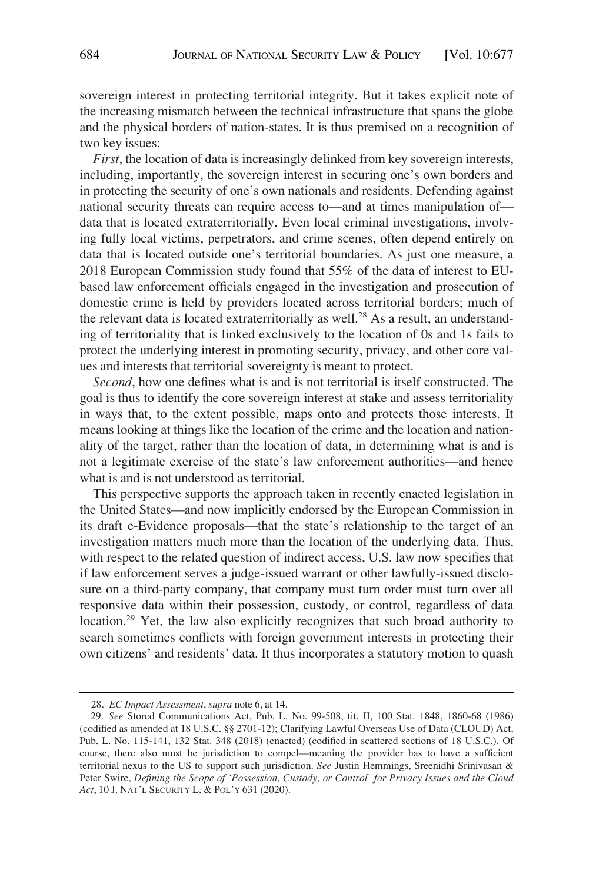sovereign interest in protecting territorial integrity. But it takes explicit note of the increasing mismatch between the technical infrastructure that spans the globe and the physical borders of nation-states. It is thus premised on a recognition of two key issues:

*First*, the location of data is increasingly delinked from key sovereign interests, including, importantly, the sovereign interest in securing one's own borders and in protecting the security of one's own nationals and residents. Defending against national security threats can require access to—and at times manipulation of—data that is located extraterritorially. Even local criminal investigations, involving fully local victims, perpetrators, and crime scenes, often depend entirely on data that is located outside one's territorial boundaries. As just one measure, a 2018 European Commission study found that 55% of the data of interest to EU-based law enforcement officials engaged in the investigation and prosecution of domestic crime is held by providers located across territorial borders; much of the relevant data is located extraterritorially as well.[28] As a result, an understanding of territoriality that is linked exclusively to the location of 0s and 1s fails to protect the underlying interest in promoting security, privacy, and other core values and interests that territorial sovereignty is meant to protect.

*Second*, how one defines what is and is not territorial is itself constructed. The goal is thus to identify the core sovereign interest at stake and assess territoriality in ways that, to the extent possible, maps onto and protects those interests. It means looking at things like the location of the crime and the location and nationality of the target, rather than the location of data, in determining what is and is not a legitimate exercise of the state's law enforcement authorities—and hence what is and is not understood as territorial.

This perspective supports the approach taken in recently enacted legislation in the United States—and now implicitly endorsed by the European Commission in its draft e-Evidence proposals—that the state's relationship to the target of an investigation matters much more than the location of the underlying data. Thus, with respect to the related question of indirect access, U.S. law now specifies that if law enforcement serves a judge-issued warrant or other lawfully-issued disclosure on a third-party company, that company must turn order must turn over all responsive data within their possession, custody, or control, regardless of data location.[29] Yet, the law also explicitly recognizes that such broad authority to search sometimes conflicts with foreign government interests in protecting their own citizens' and residents' data. It thus incorporates a statutory motion to quash

---

28. *EC Impact Assessment*, *supra* note 6, at 14.

29. *See* Stored Communications Act, Pub. L. No. 99-508, tit. II, 100 Stat. 1848, 1860-68 (1986) (codified as amended at 18 U.S.C. §§ 2701-12); Clarifying Lawful Overseas Use of Data (CLOUD) Act, Pub. L. No. 115-141, 132 Stat. 348 (2018) (enacted) (codified in scattered sections of 18 U.S.C.). Of course, there also must be jurisdiction to compel—meaning the provider has to have a sufficient territorial nexus to the US to support such jurisdiction. *See* Justin Hemmings, Sreenidhi Srinivasan & Peter Swire, *Defining the Scope of 'Possession, Custody, or Control' for Privacy Issues and the Cloud Act*, 10 J. NAT'L SECURITY L. & POL'Y 631 (2020).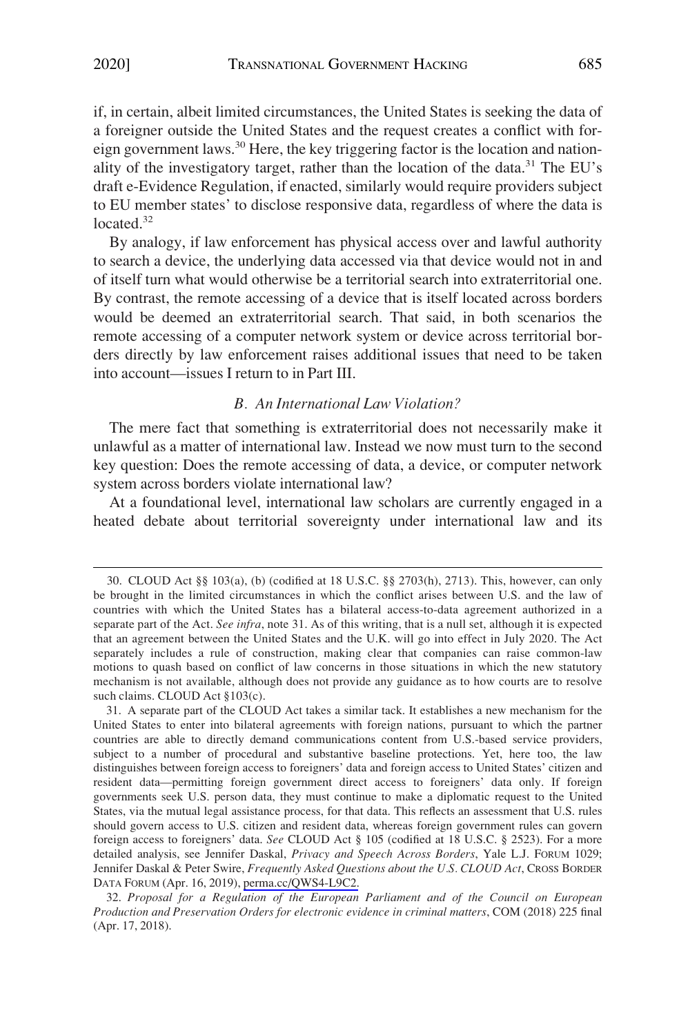if, in certain, albeit limited circumstances, the United States is seeking the data of a foreigner outside the United States and the request creates a conflict with foreign government laws.[30] Here, the key triggering factor is the location and nationality of the investigatory target, rather than the location of the data.[31] The EU's draft e-Evidence Regulation, if enacted, similarly would require providers subject to EU member states' to disclose responsive data, regardless of where the data is located.[32]

By analogy, if law enforcement has physical access over and lawful authority to search a device, the underlying data accessed via that device would not in and of itself turn what would otherwise be a territorial search into extraterritorial one. By contrast, the remote accessing of a device that is itself located across borders would be deemed an extraterritorial search. That said, in both scenarios the remote accessing of a computer network system or device across territorial borders directly by law enforcement raises additional issues that need to be taken into account—issues I return to in Part III.

### *B. An International Law Violation?*

The mere fact that something is extraterritorial does not necessarily make it unlawful as a matter of international law. Instead we now must turn to the second key question: Does the remote accessing of data, a device, or computer network system across borders violate international law?

At a foundational level, international law scholars are currently engaged in a heated debate about territorial sovereignty under international law and its

---

30. CLOUD Act §§ 103(a), (b) (codified at 18 U.S.C. §§ 2703(h), 2713). This, however, can only be brought in the limited circumstances in which the conflict arises between U.S. and the law of countries with which the United States has a bilateral access-to-data agreement authorized in a separate part of the Act. *See infra*, note 31. As of this writing, that is a null set, although it is expected that an agreement between the United States and the U.K. will go into effect in July 2020. The Act separately includes a rule of construction, making clear that companies can raise common-law motions to quash based on conflict of law concerns in those situations in which the new statutory mechanism is not available, although does not provide any guidance as to how courts are to resolve such claims. CLOUD Act §103(c).

31. A separate part of the CLOUD Act takes a similar tack. It establishes a new mechanism for the United States to enter into bilateral agreements with foreign nations, pursuant to which the partner countries are able to directly demand communications content from U.S.-based service providers, subject to a number of procedural and substantive baseline protections. Yet, here too, the law distinguishes between foreign access to foreigners' data and foreign access to United States' citizen and resident data—permitting foreign government direct access to foreigners' data only. If foreign governments seek U.S. person data, they must continue to make a diplomatic request to the United States, via the mutual legal assistance process, for that data. This reflects an assessment that U.S. rules should govern access to U.S. citizen and resident data, whereas foreign government rules can govern foreign access to foreigners' data. *See* CLOUD Act § 105 (codified at 18 U.S.C. § 2523). For a more detailed analysis, see Jennifer Daskal, *Privacy and Speech Across Borders*, Yale L.J. FORUM 1029; Jennifer Daskal & Peter Swire, *Frequently Asked Questions about the U.S. CLOUD Act*, CROSS BORDER DATA FORUM (Apr. 16, 2019), perma.cc/QWS4-L9C2.

32. *Proposal for a Regulation of the European Parliament and of the Council on European Production and Preservation Orders for electronic evidence in criminal matters*, COM (2018) 225 final (Apr. 17, 2018).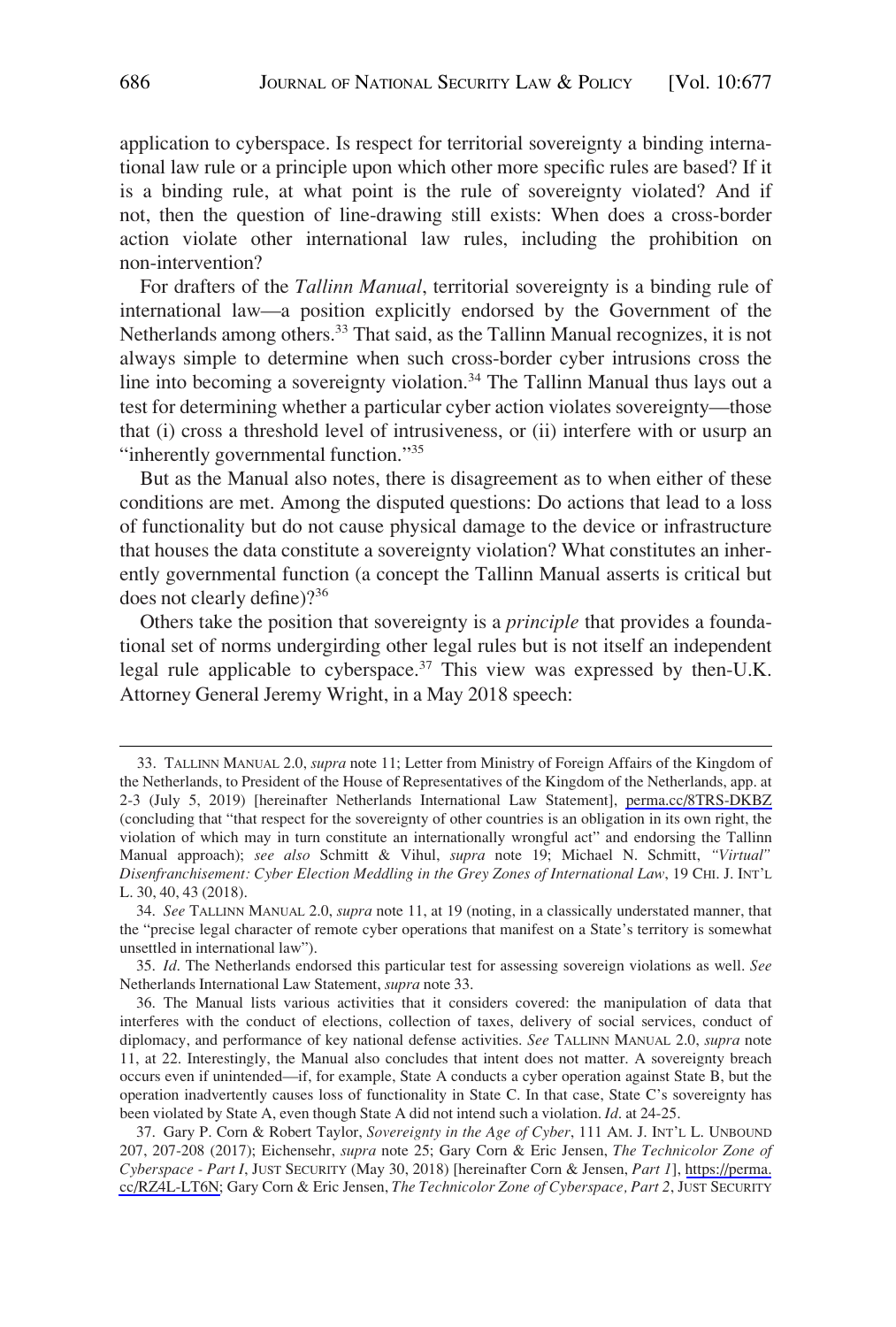application to cyberspace. Is respect for territorial sovereignty a binding international law rule or a principle upon which other more specific rules are based? If it is a binding rule, at what point is the rule of sovereignty violated? And if not, then the question of line-drawing still exists: When does a cross-border action violate other international law rules, including the prohibition on non-intervention?

For drafters of the *Tallinn Manual*, territorial sovereignty is a binding rule of international law—a position explicitly endorsed by the Government of the Netherlands among others.[33] That said, as the Tallinn Manual recognizes, it is not always simple to determine when such cross-border cyber intrusions cross the line into becoming a sovereignty violation.[34] The Tallinn Manual thus lays out a test for determining whether a particular cyber action violates sovereignty—those that (i) cross a threshold level of intrusiveness, or (ii) interfere with or usurp an "inherently governmental function."[35]

But as the Manual also notes, there is disagreement as to when either of these conditions are met. Among the disputed questions: Do actions that lead to a loss of functionality but do not cause physical damage to the device or infrastructure that houses the data constitute a sovereignty violation? What constitutes an inherently governmental function (a concept the Tallinn Manual asserts is critical but does not clearly define)?[36]

Others take the position that sovereignty is a *principle* that provides a foundational set of norms undergirding other legal rules but is not itself an independent legal rule applicable to cyberspace.[37] This view was expressed by then-U.K. Attorney General Jeremy Wright, in a May 2018 speech:

---

33. TALLINN MANUAL 2.0, *supra* note 11; Letter from Ministry of Foreign Affairs of the Kingdom of the Netherlands, to President of the House of Representatives of the Kingdom of the Netherlands, app. at 2-3 (July 5, 2019) [hereinafter Netherlands International Law Statement], perma.cc/8TRS-DKBZ (concluding that "that respect for the sovereignty of other countries is an obligation in its own right, the violation of which may in turn constitute an internationally wrongful act" and endorsing the Tallinn Manual approach); *see also* Schmitt & Vihul, *supra* note 19; Michael N. Schmitt, *"Virtual" Disenfranchisement: Cyber Election Meddling in the Grey Zones of International Law*, 19 CHI. J. INT'L L. 30, 40, 43 (2018).

34. *See* TALLINN MANUAL 2.0, *supra* note 11, at 19 (noting, in a classically understated manner, that the "precise legal character of remote cyber operations that manifest on a State's territory is somewhat unsettled in international law").

35. *Id*. The Netherlands endorsed this particular test for assessing sovereign violations as well. *See* Netherlands International Law Statement, *supra* note 33.

36. The Manual lists various activities that it considers covered: the manipulation of data that interferes with the conduct of elections, collection of taxes, delivery of social services, conduct of diplomacy, and performance of key national defense activities. *See* TALLINN MANUAL 2.0, *supra* note 11, at 22. Interestingly, the Manual also concludes that intent does not matter. A sovereignty breach occurs even if unintended—if, for example, State A conducts a cyber operation against State B, but the operation inadvertently causes loss of functionality in State C. In that case, State C's sovereignty has been violated by State A, even though State A did not intend such a violation. *Id*. at 24-25.

37. Gary P. Corn & Robert Taylor, *Sovereignty in the Age of Cyber*, 111 AM. J. INT'L L. UNBOUND 207, 207-208 (2017); Eichensehr, *supra* note 25; Gary Corn & Eric Jensen, *The Technicolor Zone of Cyberspace - Part I*, JUST SECURITY (May 30, 2018) [hereinafter Corn & Jensen, *Part 1*], https://perma.cc/RZ4L-LT6N; Gary Corn & Eric Jensen, *The Technicolor Zone of Cyberspace, Part 2*, JUST SECURITY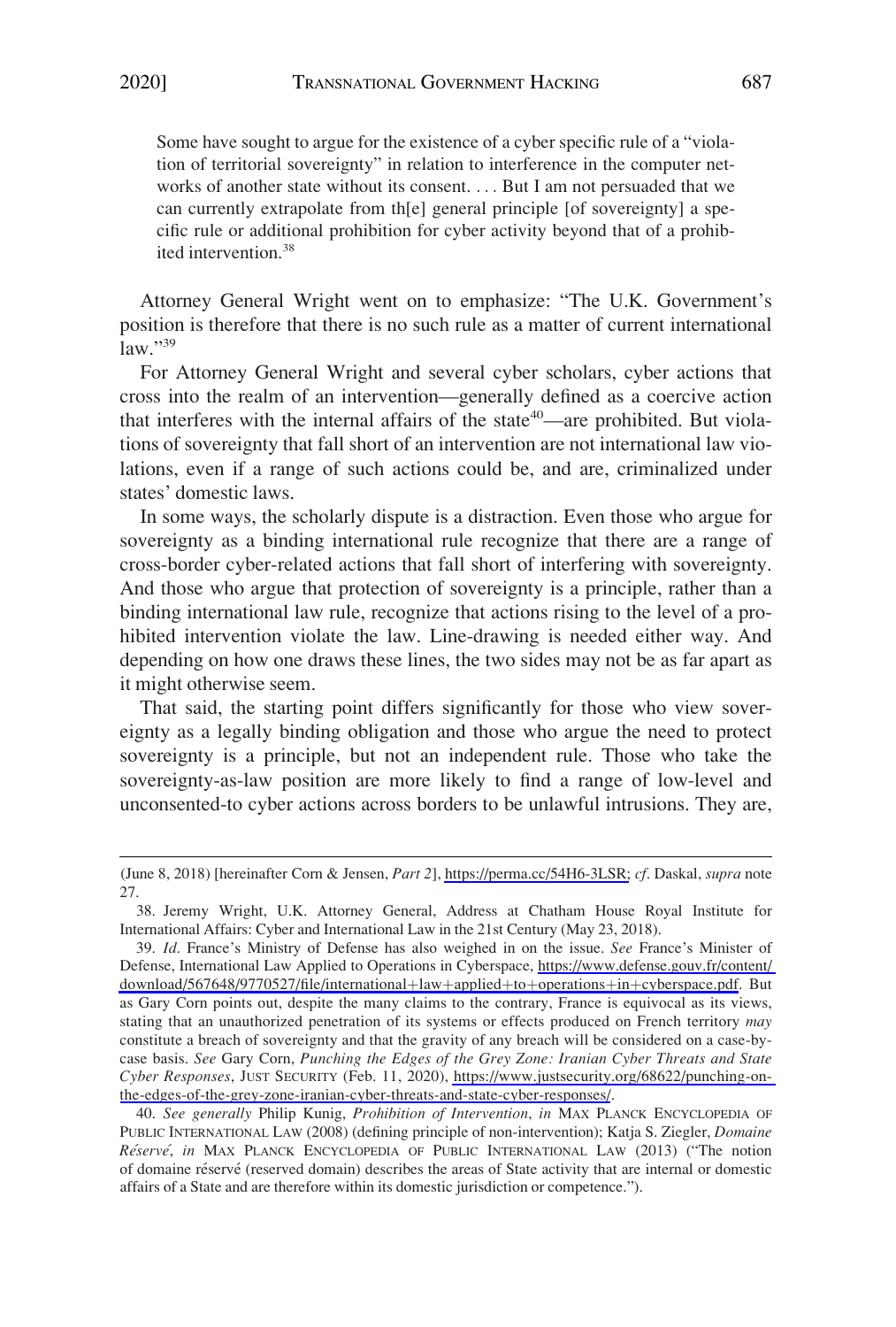> Some have sought to argue for the existence of a cyber specific rule of a "violation of territorial sovereignty" in relation to interference in the computer networks of another state without its consent. . . . But I am not persuaded that we can currently extrapolate from th[e] general principle [of sovereignty] a specific rule or additional prohibition for cyber activity beyond that of a prohibited intervention.[38]

Attorney General Wright went on to emphasize: "The U.K. Government's position is therefore that there is no such rule as a matter of current international law."[39]

For Attorney General Wright and several cyber scholars, cyber actions that cross into the realm of an intervention—generally defined as a coercive action that interferes with the internal affairs of the state[40]—are prohibited. But violations of sovereignty that fall short of an intervention are not international law violations, even if a range of such actions could be, and are, criminalized under states' domestic laws.

In some ways, the scholarly dispute is a distraction. Even those who argue for sovereignty as a binding international rule recognize that there are a range of cross-border cyber-related actions that fall short of interfering with sovereignty. And those who argue that protection of sovereignty is a principle, rather than a binding international law rule, recognize that actions rising to the level of a prohibited intervention violate the law. Line-drawing is needed either way. And depending on how one draws these lines, the two sides may not be as far apart as it might otherwise seem.

That said, the starting point differs significantly for those who view sovereignty as a legally binding obligation and those who argue the need to protect sovereignty is a principle, but not an independent rule. Those who take the sovereignty-as-law position are more likely to find a range of low-level and unconsented-to cyber actions across borders to be unlawful intrusions. They are,

---

(June 8, 2018) [hereinafter Corn & Jensen, *Part 2*], https://perma.cc/54H6-3LSR; *cf*. Daskal, *supra* note 27.

38. Jeremy Wright, U.K. Attorney General, Address at Chatham House Royal Institute for International Affairs: Cyber and International Law in the 21st Century (May 23, 2018).

39. *Id*. France's Ministry of Defense has also weighed in on the issue. *See* France's Minister of Defense, International Law Applied to Operations in Cyberspace, https://www.defense.gouv.fr/content/download/567648/9770527/file/international+law+applied+to+operations+in+cyberspace.pdf. But as Gary Corn points out, despite the many claims to the contrary, France is equivocal as its views, stating that an unauthorized penetration of its systems or effects produced on French territory *may* constitute a breach of sovereignty and that the gravity of any breach will be considered on a case-by-case basis. *See* Gary Corn, *Punching the Edges of the Grey Zone: Iranian Cyber Threats and State Cyber Responses*, JUST SECURITY (Feb. 11, 2020), https://www.justsecurity.org/68622/punching-on-the-edges-of-the-grey-zone-iranian-cyber-threats-and-state-cyber-responses/.

40. *See generally* Philip Kunig, *Prohibition of Intervention*, *in* MAX PLANCK ENCYCLOPEDIA OF PUBLIC INTERNATIONAL LAW (2008) (defining principle of non-intervention); Katja S. Ziegler, *Domaine Réservé*, *in* MAX PLANCK ENCYCLOPEDIA OF PUBLIC INTERNATIONAL LAW (2013) ("The notion of domaine réservé (reserved domain) describes the areas of State activity that are internal or domestic affairs of a State and are therefore within its domestic jurisdiction or competence.").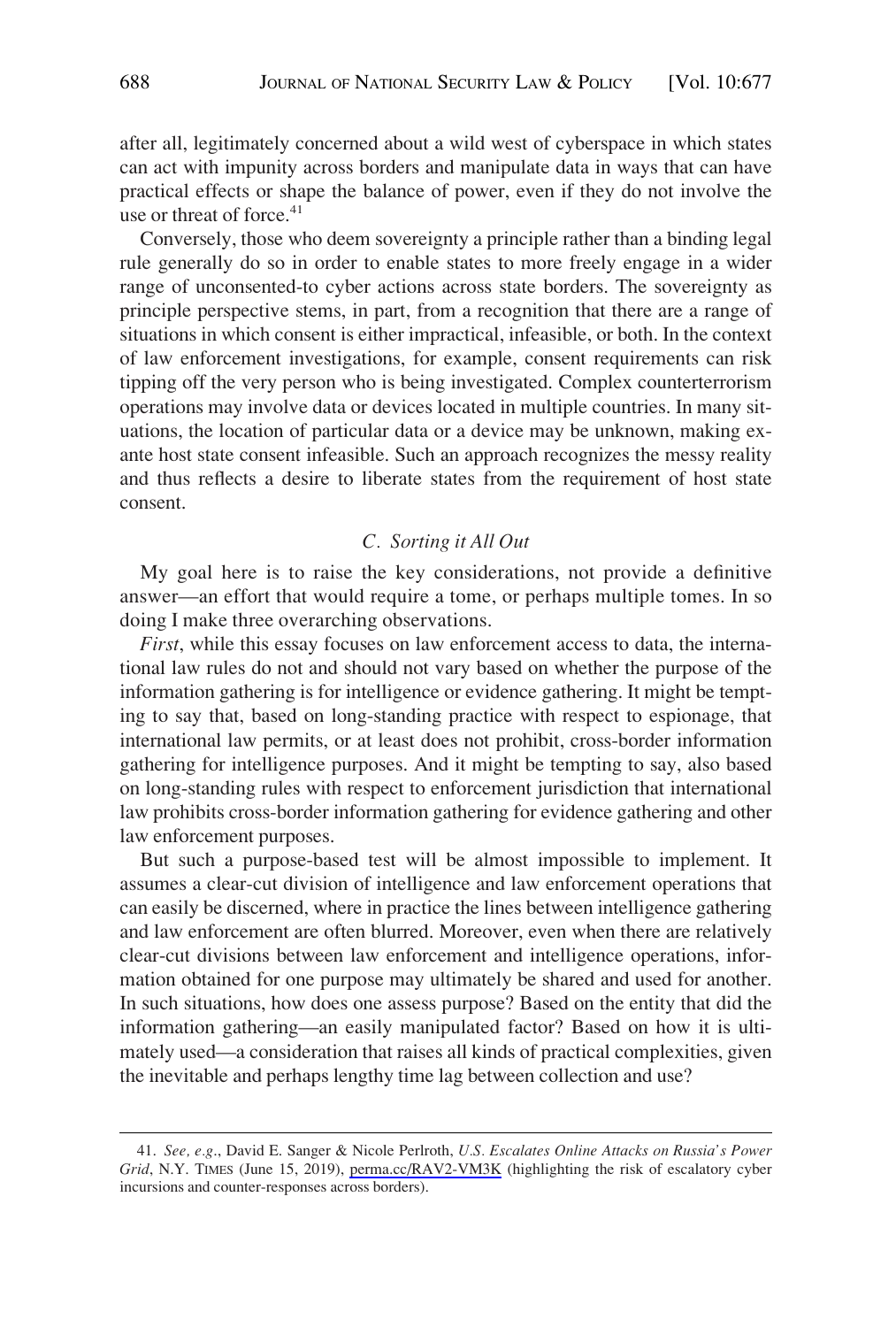after all, legitimately concerned about a wild west of cyberspace in which states can act with impunity across borders and manipulate data in ways that can have practical effects or shape the balance of power, even if they do not involve the use or threat of force.[41]

Conversely, those who deem sovereignty a principle rather than a binding legal rule generally do so in order to enable states to more freely engage in a wider range of unconsented-to cyber actions across state borders. The sovereignty as principle perspective stems, in part, from a recognition that there are a range of situations in which consent is either impractical, infeasible, or both. In the context of law enforcement investigations, for example, consent requirements can risk tipping off the very person who is being investigated. Complex counterterrorism operations may involve data or devices located in multiple countries. In many situations, the location of particular data or a device may be unknown, making ex-ante host state consent infeasible. Such an approach recognizes the messy reality and thus reflects a desire to liberate states from the requirement of host state consent.

### *C. Sorting it All Out*

My goal here is to raise the key considerations, not provide a definitive answer—an effort that would require a tome, or perhaps multiple tomes. In so doing I make three overarching observations.

*First*, while this essay focuses on law enforcement access to data, the international law rules do not and should not vary based on whether the purpose of the information gathering is for intelligence or evidence gathering. It might be tempting to say that, based on long-standing practice with respect to espionage, that international law permits, or at least does not prohibit, cross-border information gathering for intelligence purposes. And it might be tempting to say, also based on long-standing rules with respect to enforcement jurisdiction that international law prohibits cross-border information gathering for evidence gathering and other law enforcement purposes.

But such a purpose-based test will be almost impossible to implement. It assumes a clear-cut division of intelligence and law enforcement operations that can easily be discerned, where in practice the lines between intelligence gathering and law enforcement are often blurred. Moreover, even when there are relatively clear-cut divisions between law enforcement and intelligence operations, information obtained for one purpose may ultimately be shared and used for another. In such situations, how does one assess purpose? Based on the entity that did the information gathering—an easily manipulated factor? Based on how it is ultimately used—a consideration that raises all kinds of practical complexities, given the inevitable and perhaps lengthy time lag between collection and use?

---

41. *See, e.g.*, David E. Sanger & Nicole Perlroth, *U.S. Escalates Online Attacks on Russia's Power Grid*, N.Y. TIMES (June 15, 2019), perma.cc/RAV2-VM3K (highlighting the risk of escalatory cyber incursions and counter-responses across borders).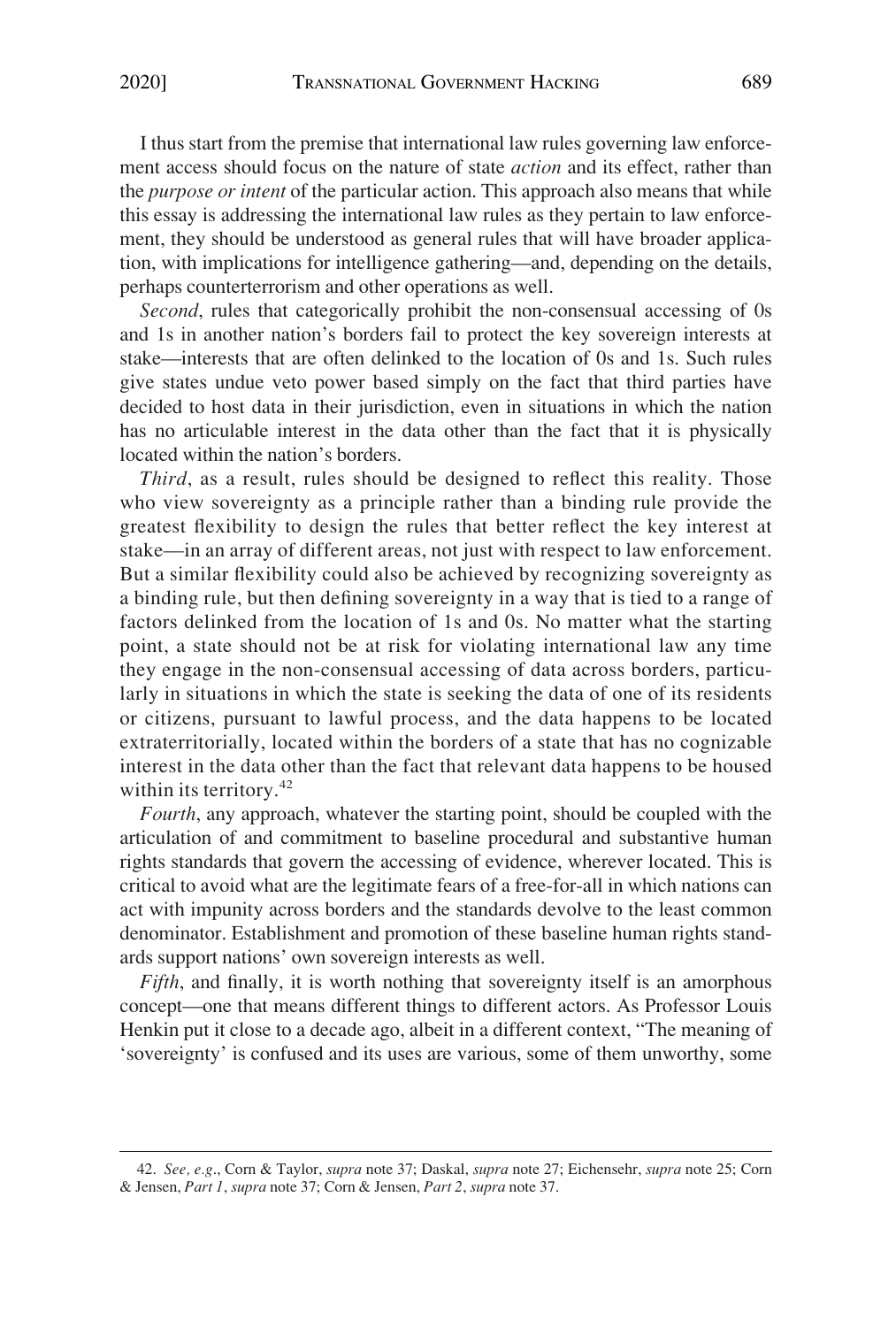I thus start from the premise that international law rules governing law enforcement access should focus on the nature of state *action* and its effect, rather than the *purpose or intent* of the particular action. This approach also means that while this essay is addressing the international law rules as they pertain to law enforcement, they should be understood as general rules that will have broader application, with implications for intelligence gathering—and, depending on the details, perhaps counterterrorism and other operations as well.

*Second*, rules that categorically prohibit the non-consensual accessing of 0s and 1s in another nation's borders fail to protect the key sovereign interests at stake—interests that are often delinked to the location of 0s and 1s. Such rules give states undue veto power based simply on the fact that third parties have decided to host data in their jurisdiction, even in situations in which the nation has no articulable interest in the data other than the fact that it is physically located within the nation's borders.

*Third*, as a result, rules should be designed to reflect this reality. Those who view sovereignty as a principle rather than a binding rule provide the greatest flexibility to design the rules that better reflect the key interest at stake—in an array of different areas, not just with respect to law enforcement. But a similar flexibility could also be achieved by recognizing sovereignty as a binding rule, but then defining sovereignty in a way that is tied to a range of factors delinked from the location of 1s and 0s. No matter what the starting point, a state should not be at risk for violating international law any time they engage in the non-consensual accessing of data across borders, particularly in situations in which the state is seeking the data of one of its residents or citizens, pursuant to lawful process, and the data happens to be located extraterritorially, located within the borders of a state that has no cognizable interest in the data other than the fact that relevant data happens to be housed within its territory.[42]

*Fourth*, any approach, whatever the starting point, should be coupled with the articulation of and commitment to baseline procedural and substantive human rights standards that govern the accessing of evidence, wherever located. This is critical to avoid what are the legitimate fears of a free-for-all in which nations can act with impunity across borders and the standards devolve to the least common denominator. Establishment and promotion of these baseline human rights standards support nations' own sovereign interests as well.

*Fifth*, and finally, it is worth nothing that sovereignty itself is an amorphous concept—one that means different things to different actors. As Professor Louis Henkin put it close to a decade ago, albeit in a different context, "The meaning of 'sovereignty' is confused and its uses are various, some of them unworthy, some

42. *See, e.g*., Corn & Taylor, *supra* note 37; Daskal, *supra* note 27; Eichensehr, *supra* note 25; Corn & Jensen, *Part 1*, *supra* note 37; Corn & Jensen, *Part 2*, *supra* note 37.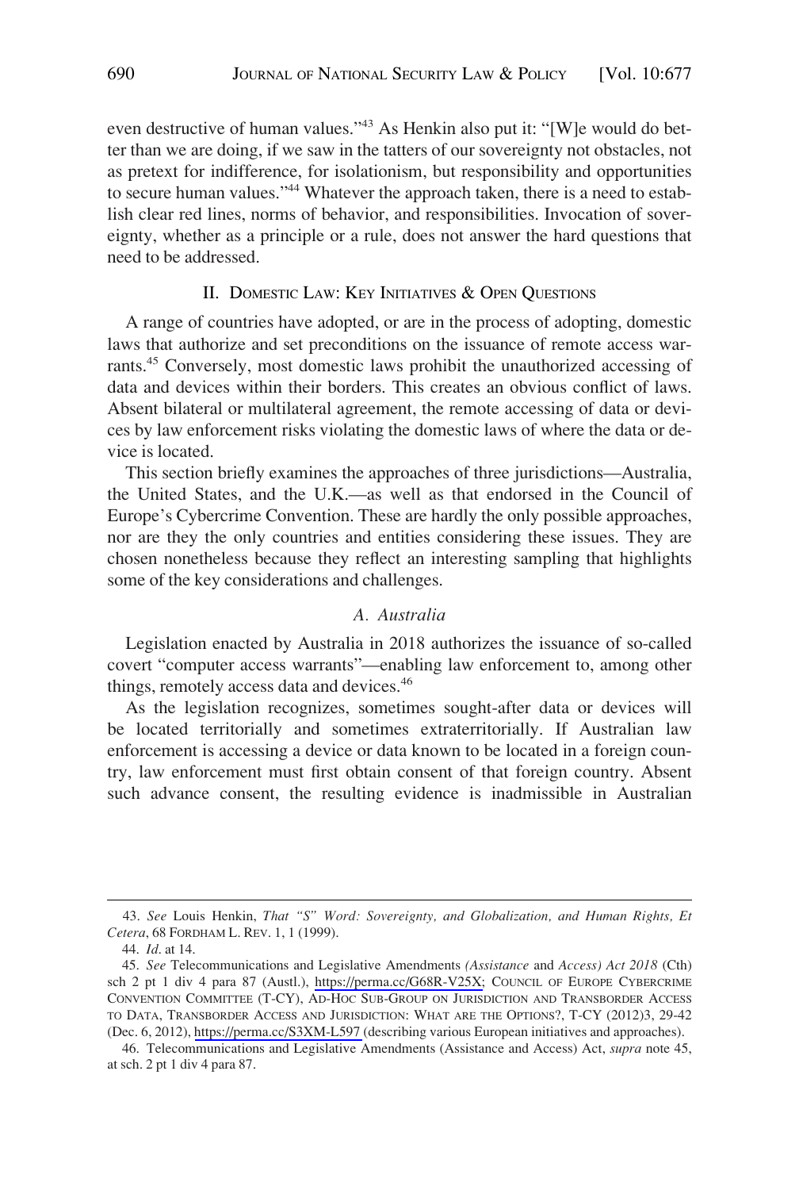even destructive of human values."[43] As Henkin also put it: "[W]e would do better than we are doing, if we saw in the tatters of our sovereignty not obstacles, not as pretext for indifference, for isolationism, but responsibility and opportunities to secure human values."[44] Whatever the approach taken, there is a need to establish clear red lines, norms of behavior, and responsibilities. Invocation of sovereignty, whether as a principle or a rule, does not answer the hard questions that need to be addressed.

## II. Domestic Law: Key Initiatives & Open Questions

A range of countries have adopted, or are in the process of adopting, domestic laws that authorize and set preconditions on the issuance of remote access warrants.[45] Conversely, most domestic laws prohibit the unauthorized accessing of data and devices within their borders. This creates an obvious conflict of laws. Absent bilateral or multilateral agreement, the remote accessing of data or devices by law enforcement risks violating the domestic laws of where the data or device is located.

This section briefly examines the approaches of three jurisdictions—Australia, the United States, and the U.K.—as well as that endorsed in the Council of Europe's Cybercrime Convention. These are hardly the only possible approaches, nor are they the only countries and entities considering these issues. They are chosen nonetheless because they reflect an interesting sampling that highlights some of the key considerations and challenges.

### *A. Australia*

Legislation enacted by Australia in 2018 authorizes the issuance of so-called covert "computer access warrants"—enabling law enforcement to, among other things, remotely access data and devices.[46]

As the legislation recognizes, sometimes sought-after data or devices will be located territorially and sometimes extraterritorially. If Australian law enforcement is accessing a device or data known to be located in a foreign country, law enforcement must first obtain consent of that foreign country. Absent such advance consent, the resulting evidence is inadmissible in Australian

---

43. *See* Louis Henkin, *That "S" Word: Sovereignty, and Globalization, and Human Rights, Et Cetera*, 68 FORDHAM L. REV. 1, 1 (1999).

44. *Id.* at 14.

45. *See* Telecommunications and Legislative Amendments *(Assistance* and *Access) Act 2018* (Cth) sch 2 pt 1 div 4 para 87 (Austl.), https://perma.cc/G68R-V25X; COUNCIL OF EUROPE CYBERCRIME CONVENTION COMMITTEE (T-CY), AD-HOC SUB-GROUP ON JURISDICTION AND TRANSBORDER ACCESS TO DATA, TRANSBORDER ACCESS AND JURISDICTION: WHAT ARE THE OPTIONS?, T-CY (2012)3, 29-42 (Dec. 6, 2012), https://perma.cc/S3XM-L597 (describing various European initiatives and approaches).

46. Telecommunications and Legislative Amendments (Assistance and Access) Act, *supra* note 45, at sch. 2 pt 1 div 4 para 87.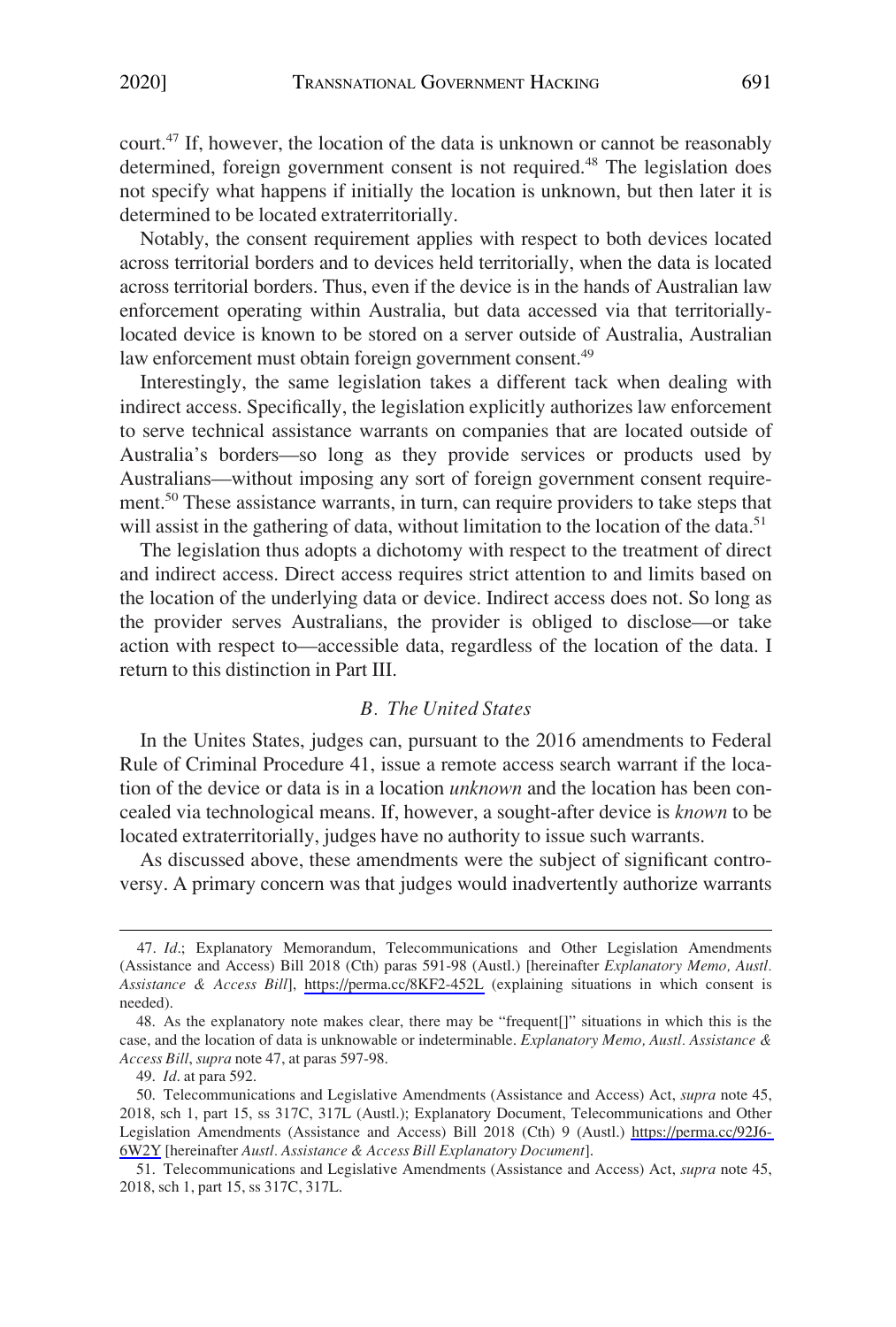court.[47] If, however, the location of the data is unknown or cannot be reasonably determined, foreign government consent is not required.[48] The legislation does not specify what happens if initially the location is unknown, but then later it is determined to be located extraterritorially.

Notably, the consent requirement applies with respect to both devices located across territorial borders and to devices held territorially, when the data is located across territorial borders. Thus, even if the device is in the hands of Australian law enforcement operating within Australia, but data accessed via that territorially-located device is known to be stored on a server outside of Australia, Australian law enforcement must obtain foreign government consent.[49]

Interestingly, the same legislation takes a different tack when dealing with indirect access. Specifically, the legislation explicitly authorizes law enforcement to serve technical assistance warrants on companies that are located outside of Australia's borders—so long as they provide services or products used by Australians—without imposing any sort of foreign government consent requirement.[50] These assistance warrants, in turn, can require providers to take steps that will assist in the gathering of data, without limitation to the location of the data.[51]

The legislation thus adopts a dichotomy with respect to the treatment of direct and indirect access. Direct access requires strict attention to and limits based on the location of the underlying data or device. Indirect access does not. So long as the provider serves Australians, the provider is obliged to disclose—or take action with respect to—accessible data, regardless of the location of the data. I return to this distinction in Part III.

### *B. The United States*

In the Unites States, judges can, pursuant to the 2016 amendments to Federal Rule of Criminal Procedure 41, issue a remote access search warrant if the location of the device or data is in a location *unknown* and the location has been concealed via technological means. If, however, a sought-after device is *known* to be located extraterritorially, judges have no authority to issue such warrants.

As discussed above, these amendments were the subject of significant controversy. A primary concern was that judges would inadvertently authorize warrants

---

47. *Id.*; Explanatory Memorandum, Telecommunications and Other Legislation Amendments (Assistance and Access) Bill 2018 (Cth) paras 591-98 (Austl.) [hereinafter *Explanatory Memo, Austl. Assistance & Access Bill*], https://perma.cc/8KF2-452L (explaining situations in which consent is needed).

48. As the explanatory note makes clear, there may be "frequent[]" situations in which this is the case, and the location of data is unknowable or indeterminable. *Explanatory Memo, Austl. Assistance & Access Bill*, *supra* note 47, at paras 597-98.

49. *Id.* at para 592.

50. Telecommunications and Legislative Amendments (Assistance and Access) Act, *supra* note 45, 2018, sch 1, part 15, ss 317C, 317L (Austl.); Explanatory Document, Telecommunications and Other Legislation Amendments (Assistance and Access) Bill 2018 (Cth) 9 (Austl.) https://perma.cc/92J6-6W2Y [hereinafter *Austl. Assistance & Access Bill Explanatory Document*].

51. Telecommunications and Legislative Amendments (Assistance and Access) Act, *supra* note 45, 2018, sch 1, part 15, ss 317C, 317L.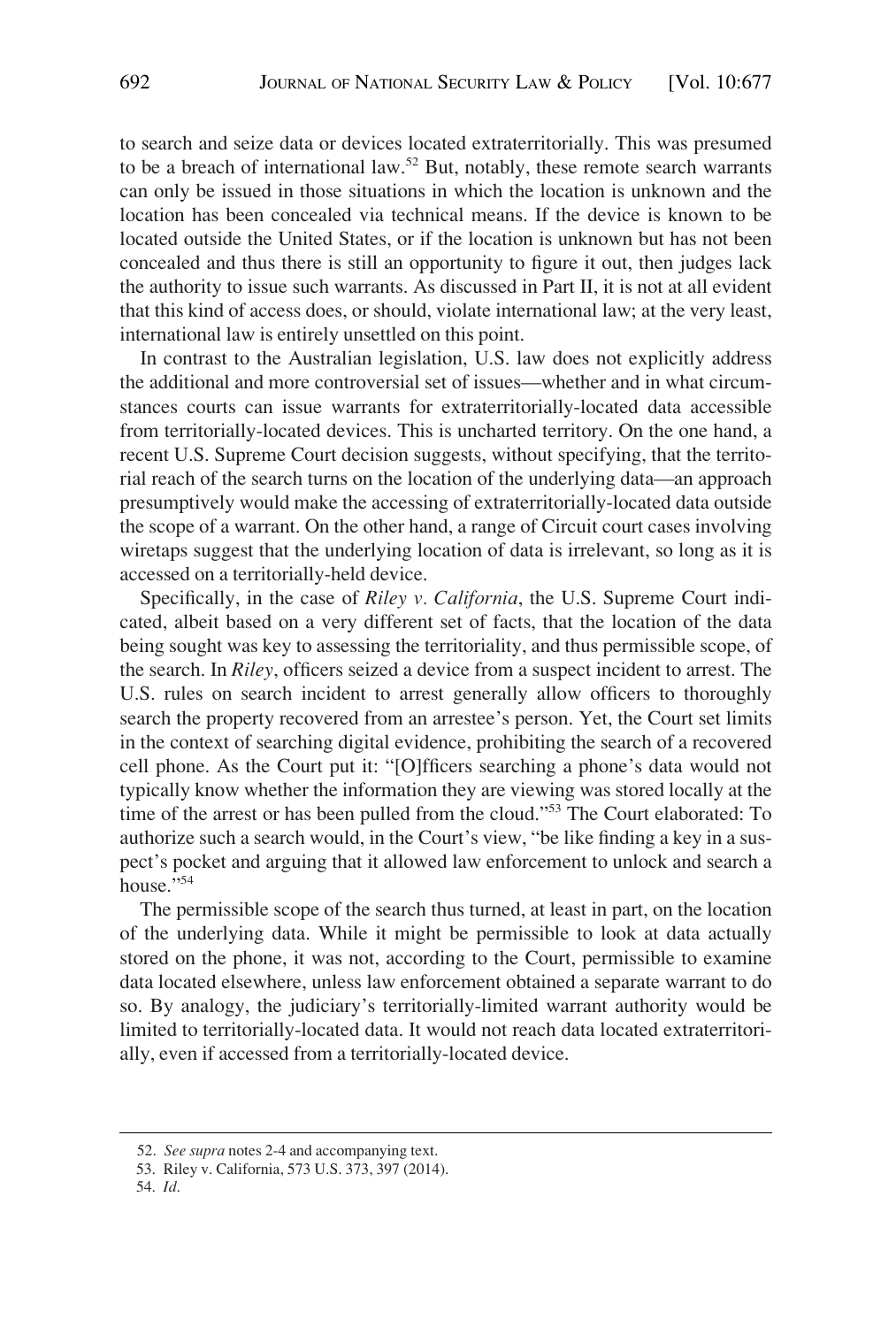to search and seize data or devices located extraterritorially. This was presumed to be a breach of international law.[52] But, notably, these remote search warrants can only be issued in those situations in which the location is unknown and the location has been concealed via technical means. If the device is known to be located outside the United States, or if the location is unknown but has not been concealed and thus there is still an opportunity to figure it out, then judges lack the authority to issue such warrants. As discussed in Part II, it is not at all evident that this kind of access does, or should, violate international law; at the very least, international law is entirely unsettled on this point.

In contrast to the Australian legislation, U.S. law does not explicitly address the additional and more controversial set of issues—whether and in what circumstances courts can issue warrants for extraterritorially-located data accessible from territorially-located devices. This is uncharted territory. On the one hand, a recent U.S. Supreme Court decision suggests, without specifying, that the territorial reach of the search turns on the location of the underlying data—an approach presumptively would make the accessing of extraterritorially-located data outside the scope of a warrant. On the other hand, a range of Circuit court cases involving wiretaps suggest that the underlying location of data is irrelevant, so long as it is accessed on a territorially-held device.

Specifically, in the case of *Riley v. California*, the U.S. Supreme Court indicated, albeit based on a very different set of facts, that the location of the data being sought was key to assessing the territoriality, and thus permissible scope, of the search. In *Riley*, officers seized a device from a suspect incident to arrest. The U.S. rules on search incident to arrest generally allow officers to thoroughly search the property recovered from an arrestee's person. Yet, the Court set limits in the context of searching digital evidence, prohibiting the search of a recovered cell phone. As the Court put it: "[O]fficers searching a phone's data would not typically know whether the information they are viewing was stored locally at the time of the arrest or has been pulled from the cloud."[53] The Court elaborated: To authorize such a search would, in the Court's view, "be like finding a key in a suspect's pocket and arguing that it allowed law enforcement to unlock and search a house."[54]

The permissible scope of the search thus turned, at least in part, on the location of the underlying data. While it might be permissible to look at data actually stored on the phone, it was not, according to the Court, permissible to examine data located elsewhere, unless law enforcement obtained a separate warrant to do so. By analogy, the judiciary's territorially-limited warrant authority would be limited to territorially-located data. It would not reach data located extraterritorially, even if accessed from a territorially-located device.

---

52. *See supra* notes 2-4 and accompanying text.

53. Riley v. California, 573 U.S. 373, 397 (2014).

54. *Id.*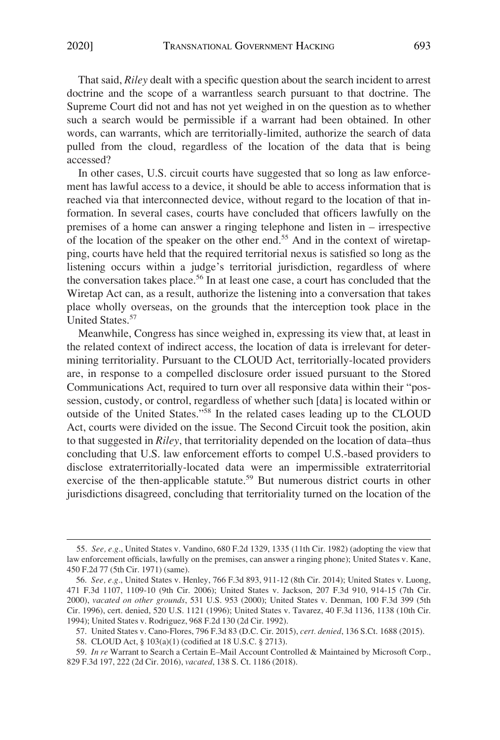That said, *Riley* dealt with a specific question about the search incident to arrest doctrine and the scope of a warrantless search pursuant to that doctrine. The Supreme Court did not and has not yet weighed in on the question as to whether such a search would be permissible if a warrant had been obtained. In other words, can warrants, which are territorially-limited, authorize the search of data pulled from the cloud, regardless of the location of the data that is being accessed?

In other cases, U.S. circuit courts have suggested that so long as law enforcement has lawful access to a device, it should be able to access information that is reached via that interconnected device, without regard to the location of that information. In several cases, courts have concluded that officers lawfully on the premises of a home can answer a ringing telephone and listen in – irrespective of the location of the speaker on the other end.[55] And in the context of wiretapping, courts have held that the required territorial nexus is satisfied so long as the listening occurs within a judge's territorial jurisdiction, regardless of where the conversation takes place.[56] In at least one case, a court has concluded that the Wiretap Act can, as a result, authorize the listening into a conversation that takes place wholly overseas, on the grounds that the interception took place in the United States.[57]

Meanwhile, Congress has since weighed in, expressing its view that, at least in the related context of indirect access, the location of data is irrelevant for determining territoriality. Pursuant to the CLOUD Act, territorially-located providers are, in response to a compelled disclosure order issued pursuant to the Stored Communications Act, required to turn over all responsive data within their "possession, custody, or control, regardless of whether such [data] is located within or outside of the United States."[58] In the related cases leading up to the CLOUD Act, courts were divided on the issue. The Second Circuit took the position, akin to that suggested in *Riley*, that territoriality depended on the location of data–thus concluding that U.S. law enforcement efforts to compel U.S.-based providers to disclose extraterritorially-located data were an impermissible extraterritorial exercise of the then-applicable statute.[59] But numerous district courts in other jurisdictions disagreed, concluding that territoriality turned on the location of the

---

55. *See, e.g*., United States v. Vandino, 680 F.2d 1329, 1335 (11th Cir. 1982) (adopting the view that law enforcement officials, lawfully on the premises, can answer a ringing phone); United States v. Kane, 450 F.2d 77 (5th Cir. 1971) (same).

56. *See, e.g*., United States v. Henley, 766 F.3d 893, 911-12 (8th Cir. 2014); United States v. Luong, 471 F.3d 1107, 1109-10 (9th Cir. 2006); United States v. Jackson, 207 F.3d 910, 914-15 (7th Cir. 2000), *vacated on other grounds*, 531 U.S. 953 (2000); United States v. Denman, 100 F.3d 399 (5th Cir. 1996), cert. denied, 520 U.S. 1121 (1996); United States v. Tavarez, 40 F.3d 1136, 1138 (10th Cir. 1994); United States v. Rodriguez, 968 F.2d 130 (2d Cir. 1992).

57. United States v. Cano-Flores, 796 F.3d 83 (D.C. Cir. 2015), *cert. denied*, 136 S.Ct. 1688 (2015).

58. CLOUD Act, § 103(a)(1) (codified at 18 U.S.C. § 2713).

59. *In re* Warrant to Search a Certain E–Mail Account Controlled & Maintained by Microsoft Corp., 829 F.3d 197, 222 (2d Cir. 2016), *vacated*, 138 S. Ct. 1186 (2018).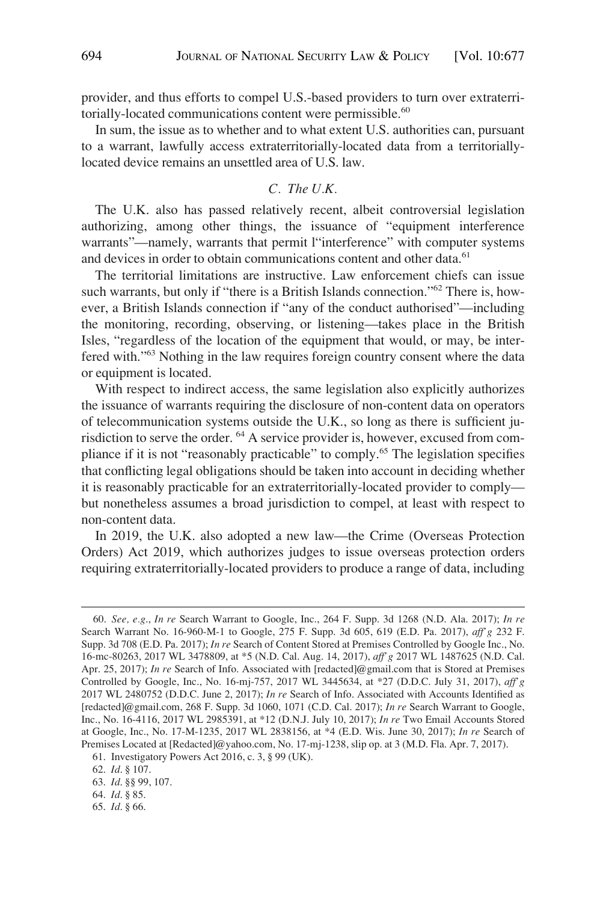provider, and thus efforts to compel U.S.-based providers to turn over extraterritorially-located communications content were permissible.[60]

In sum, the issue as to whether and to what extent U.S. authorities can, pursuant to a warrant, lawfully access extraterritorially-located data from a territorially-located device remains an unsettled area of U.S. law.

### *C. The U.K.*

The U.K. also has passed relatively recent, albeit controversial legislation authorizing, among other things, the issuance of "equipment interference warrants"—namely, warrants that permit l"interference" with computer systems and devices in order to obtain communications content and other data.[61]

The territorial limitations are instructive. Law enforcement chiefs can issue such warrants, but only if "there is a British Islands connection."[62] There is, however, a British Islands connection if "any of the conduct authorised"—including the monitoring, recording, observing, or listening—takes place in the British Isles, "regardless of the location of the equipment that would, or may, be interfered with."[63] Nothing in the law requires foreign country consent where the data or equipment is located.

With respect to indirect access, the same legislation also explicitly authorizes the issuance of warrants requiring the disclosure of non-content data on operators of telecommunication systems outside the U.K., so long as there is sufficient jurisdiction to serve the order. [64] A service provider is, however, excused from compliance if it is not "reasonably practicable" to comply.[65] The legislation specifies that conflicting legal obligations should be taken into account in deciding whether it is reasonably practicable for an extraterritorially-located provider to comply—but nonetheless assumes a broad jurisdiction to compel, at least with respect to non-content data.

In 2019, the U.K. also adopted a new law—the Crime (Overseas Protection Orders) Act 2019, which authorizes judges to issue overseas protection orders requiring extraterritorially-located providers to produce a range of data, including

---

60. *See, e.g.*, *In re* Search Warrant to Google, Inc., 264 F. Supp. 3d 1268 (N.D. Ala. 2017); *In re* Search Warrant No. 16-960-M-1 to Google, 275 F. Supp. 3d 605, 619 (E.D. Pa. 2017), *aff'g* 232 F. Supp. 3d 708 (E.D. Pa. 2017); *In re* Search of Content Stored at Premises Controlled by Google Inc., No. 16-mc-80263, 2017 WL 3478809, at *5 (N.D. Cal. Aug. 14, 2017), *aff'g* 2017 WL 1487625 (N.D. Cal. Apr. 25, 2017); *In re* Search of Info. Associated with [redacted]@gmail.com that is Stored at Premises Controlled by Google, Inc., No. 16-mj-757, 2017 WL 3445634, at *27 (D.D.C. July 31, 2017), *aff'g* 2017 WL 2480752 (D.D.C. June 2, 2017); *In re* Search of Info. Associated with Accounts Identified as [redacted]@gmail.com, 268 F. Supp. 3d 1060, 1071 (C.D. Cal. 2017); *In re* Search Warrant to Google, Inc., No. 16-4116, 2017 WL 2985391, at *12 (D.N.J. July 10, 2017); *In re* Two Email Accounts Stored at Google, Inc., No. 17-M-1235, 2017 WL 2838156, at *4 (E.D. Wis. June 30, 2017); *In re* Search of Premises Located at [Redacted]@yahoo.com, No. 17-mj-1238, slip op. at 3 (M.D. Fla. Apr. 7, 2017).

61. Investigatory Powers Act 2016, c. 3, § 99 (UK).

62. *Id*. § 107.

63. *Id*. §§ 99, 107.

64. *Id*. § 85.

65. *Id*. § 66.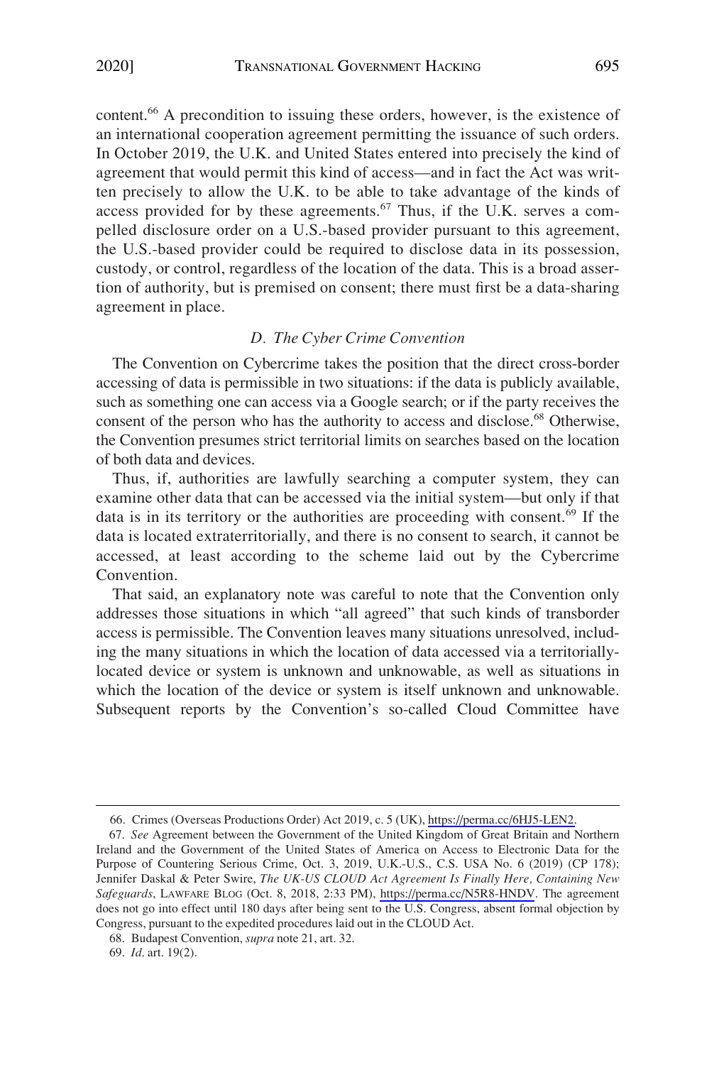content.[66] A precondition to issuing these orders, however, is the existence of an international cooperation agreement permitting the issuance of such orders. In October 2019, the U.K. and United States entered into precisely the kind of agreement that would permit this kind of access—and in fact the Act was written precisely to allow the U.K. to be able to take advantage of the kinds of access provided for by these agreements.[67] Thus, if the U.K. serves a compelled disclosure order on a U.S.-based provider pursuant to this agreement, the U.S.-based provider could be required to disclose data in its possession, custody, or control, regardless of the location of the data. This is a broad assertion of authority, but is premised on consent; there must first be a data-sharing agreement in place.

### *D. The Cyber Crime Convention*

The Convention on Cybercrime takes the position that the direct cross-border accessing of data is permissible in two situations: if the data is publicly available, such as something one can access via a Google search; or if the party receives the consent of the person who has the authority to access and disclose.[68] Otherwise, the Convention presumes strict territorial limits on searches based on the location of both data and devices.

Thus, if, authorities are lawfully searching a computer system, they can examine other data that can be accessed via the initial system—but only if that data is in its territory or the authorities are proceeding with consent.[69] If the data is located extraterritorially, and there is no consent to search, it cannot be accessed, at least according to the scheme laid out by the Cybercrime Convention.

That said, an explanatory note was careful to note that the Convention only addresses those situations in which "all agreed" that such kinds of transborder access is permissible. The Convention leaves many situations unresolved, including the many situations in which the location of data accessed via a territorially-located device or system is unknown and unknowable, as well as situations in which the location of the device or system is itself unknown and unknowable. Subsequent reports by the Convention's so-called Cloud Committee have

---

66. Crimes (Overseas Productions Order) Act 2019, c. 5 (UK), https://perma.cc/6HJ5-LEN2.

67. *See* Agreement between the Government of the United Kingdom of Great Britain and Northern Ireland and the Government of the United States of America on Access to Electronic Data for the Purpose of Countering Serious Crime, Oct. 3, 2019, U.K.-U.S., C.S. USA No. 6 (2019) (CP 178); Jennifer Daskal & Peter Swire, *The UK-US CLOUD Act Agreement Is Finally Here, Containing New Safeguards*, LAWFARE BLOG (Oct. 8, 2018, 2:33 PM), https://perma.cc/N5R8-HNDV. The agreement does not go into effect until 180 days after being sent to the U.S. Congress, absent formal objection by Congress, pursuant to the expedited procedures laid out in the CLOUD Act.

68. Budapest Convention, *supra* note 21, art. 32.

69. *Id*. art. 19(2).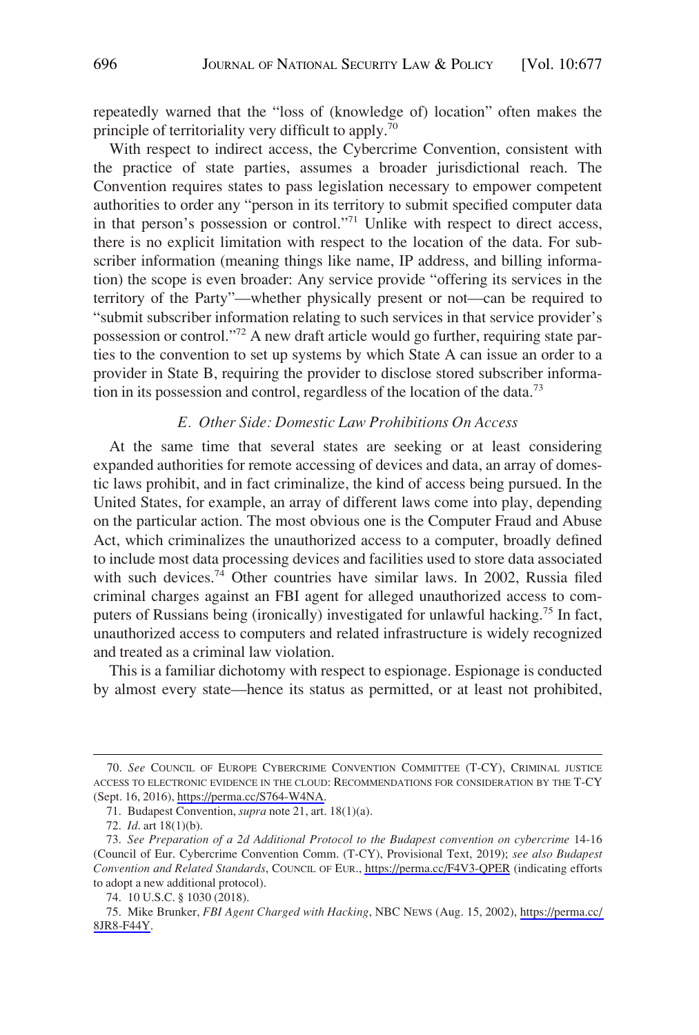repeatedly warned that the "loss of (knowledge of) location" often makes the principle of territoriality very difficult to apply.[70]

With respect to indirect access, the Cybercrime Convention, consistent with the practice of state parties, assumes a broader jurisdictional reach. The Convention requires states to pass legislation necessary to empower competent authorities to order any "person in its territory to submit specified computer data in that person's possession or control."[71] Unlike with respect to direct access, there is no explicit limitation with respect to the location of the data. For subscriber information (meaning things like name, IP address, and billing information) the scope is even broader: Any service provide "offering its services in the territory of the Party"—whether physically present or not—can be required to "submit subscriber information relating to such services in that service provider's possession or control."[72] A new draft article would go further, requiring state parties to the convention to set up systems by which State A can issue an order to a provider in State B, requiring the provider to disclose stored subscriber information in its possession and control, regardless of the location of the data.[73]

### *E. Other Side: Domestic Law Prohibitions On Access*

At the same time that several states are seeking or at least considering expanded authorities for remote accessing of devices and data, an array of domestic laws prohibit, and in fact criminalize, the kind of access being pursued. In the United States, for example, an array of different laws come into play, depending on the particular action. The most obvious one is the Computer Fraud and Abuse Act, which criminalizes the unauthorized access to a computer, broadly defined to include most data processing devices and facilities used to store data associated with such devices.[74] Other countries have similar laws. In 2002, Russia filed criminal charges against an FBI agent for alleged unauthorized access to computers of Russians being (ironically) investigated for unlawful hacking.[75] In fact, unauthorized access to computers and related infrastructure is widely recognized and treated as a criminal law violation.

This is a familiar dichotomy with respect to espionage. Espionage is conducted by almost every state—hence its status as permitted, or at least not prohibited,

---

70. *See* COUNCIL OF EUROPE CYBERCRIME CONVENTION COMMITTEE (T-CY), CRIMINAL JUSTICE ACCESS TO ELECTRONIC EVIDENCE IN THE CLOUD: RECOMMENDATIONS FOR CONSIDERATION BY THE T-CY (Sept. 16, 2016), https://perma.cc/S764-W4NA.

71. Budapest Convention, *supra* note 21, art. 18(1)(a).

72. *Id*. art 18(1)(b).

73. *See Preparation of a 2d Additional Protocol to the Budapest convention on cybercrime* 14-16 (Council of Eur. Cybercrime Convention Comm. (T-CY), Provisional Text, 2019); *see also Budapest Convention and Related Standards*, COUNCIL OF EUR., https://perma.cc/F4V3-QPER (indicating efforts to adopt a new additional protocol).

74. 10 U.S.C. § 1030 (2018).

75. Mike Brunker, *FBI Agent Charged with Hacking*, NBC NEWS (Aug. 15, 2002), https://perma.cc/8JR8-F44Y.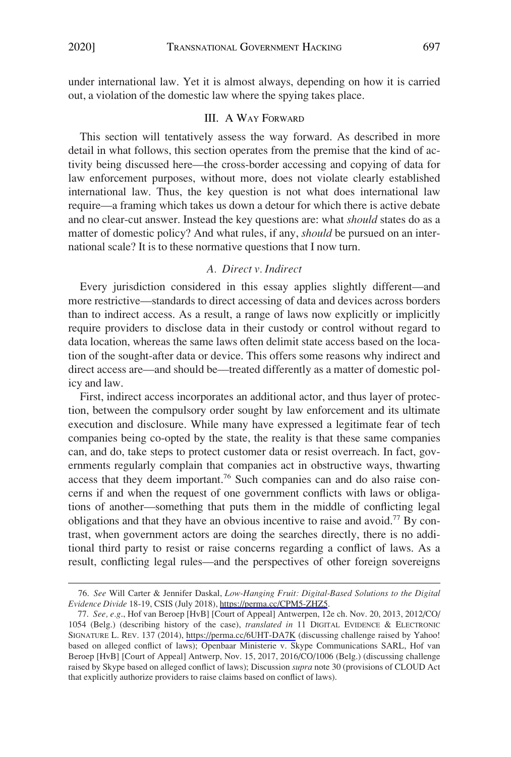under international law. Yet it is almost always, depending on how it is carried out, a violation of the domestic law where the spying takes place.

## III. A Way Forward

This section will tentatively assess the way forward. As described in more detail in what follows, this section operates from the premise that the kind of activity being discussed here—the cross-border accessing and copying of data for law enforcement purposes, without more, does not violate clearly established international law. Thus, the key question is not what does international law require—a framing which takes us down a detour for which there is active debate and no clear-cut answer. Instead the key questions are: what *should* states do as a matter of domestic policy? And what rules, if any, *should* be pursued on an international scale? It is to these normative questions that I now turn.

### *A. Direct v. Indirect*

Every jurisdiction considered in this essay applies slightly different—and more restrictive—standards to direct accessing of data and devices across borders than to indirect access. As a result, a range of laws now explicitly or implicitly require providers to disclose data in their custody or control without regard to data location, whereas the same laws often delimit state access based on the location of the sought-after data or device. This offers some reasons why indirect and direct access are—and should be—treated differently as a matter of domestic policy and law.

First, indirect access incorporates an additional actor, and thus layer of protection, between the compulsory order sought by law enforcement and its ultimate execution and disclosure. While many have expressed a legitimate fear of tech companies being co-opted by the state, the reality is that these same companies can, and do, take steps to protect customer data or resist overreach. In fact, governments regularly complain that companies act in obstructive ways, thwarting access that they deem important.[76] Such companies can and do also raise concerns if and when the request of one government conflicts with laws or obligations of another—something that puts them in the middle of conflicting legal obligations and that they have an obvious incentive to raise and avoid.[77] By contrast, when government actors are doing the searches directly, there is no additional third party to resist or raise concerns regarding a conflict of laws. As a result, conflicting legal rules—and the perspectives of other foreign sovereigns

---

76. *See* Will Carter & Jennifer Daskal, *Low-Hanging Fruit: Digital-Based Solutions to the Digital Evidence Divide* 18-19, CSIS (July 2018), https://perma.cc/CPM5-ZHZ5.

77. *See, e.g*., Hof van Beroep [HvB] [Court of Appeal] Antwerpen, 12e ch. Nov. 20, 2013, 2012/CO/1054 (Belg.) (describing history of the case), *translated in* 11 Digital Evidence & Electronic Signature L. Rev. 137 (2014), https://perma.cc/6UHT-DA7K (discussing challenge raised by Yahoo! based on alleged conflict of laws); Openbaar Ministerie v. Skype Communications SARL, Hof van Beroep [HvB] [Court of Appeal] Antwerp, Nov. 15, 2017, 2016/CO/1006 (Belg.) (discussing challenge raised by Skype based on alleged conflict of laws); Discussion *supra* note 30 (provisions of CLOUD Act that explicitly authorize providers to raise claims based on conflict of laws).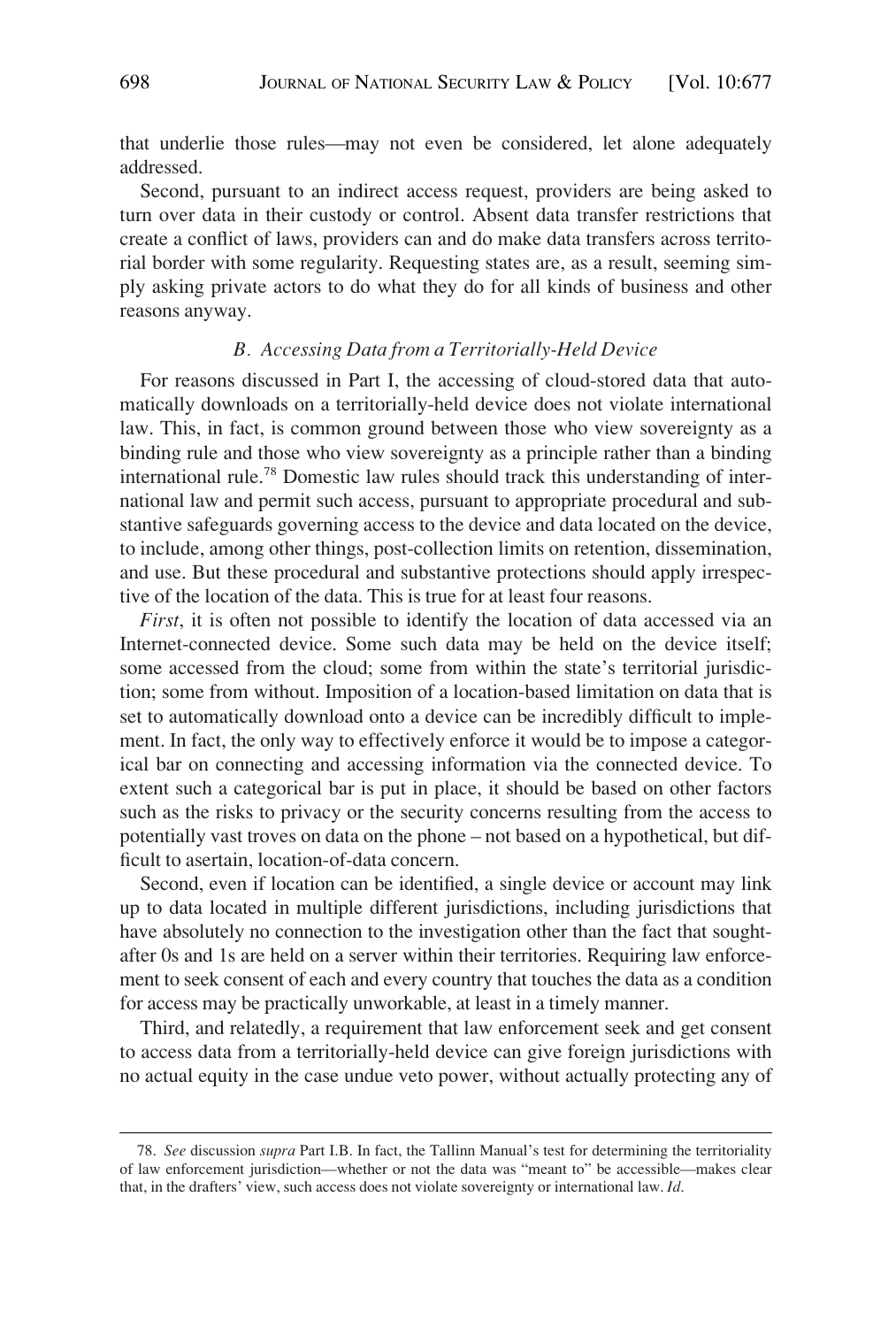that underlie those rules—may not even be considered, let alone adequately addressed.

Second, pursuant to an indirect access request, providers are being asked to turn over data in their custody or control. Absent data transfer restrictions that create a conflict of laws, providers can and do make data transfers across territorial border with some regularity. Requesting states are, as a result, seeming simply asking private actors to do what they do for all kinds of business and other reasons anyway.

### *B. Accessing Data from a Territorially-Held Device*

For reasons discussed in Part I, the accessing of cloud-stored data that automatically downloads on a territorially-held device does not violate international law. This, in fact, is common ground between those who view sovereignty as a binding rule and those who view sovereignty as a principle rather than a binding international rule.[78] Domestic law rules should track this understanding of international law and permit such access, pursuant to appropriate procedural and substantive safeguards governing access to the device and data located on the device, to include, among other things, post-collection limits on retention, dissemination, and use. But these procedural and substantive protections should apply irrespective of the location of the data. This is true for at least four reasons.

*First*, it is often not possible to identify the location of data accessed via an Internet-connected device. Some such data may be held on the device itself; some accessed from the cloud; some from within the state's territorial jurisdiction; some from without. Imposition of a location-based limitation on data that is set to automatically download onto a device can be incredibly difficult to implement. In fact, the only way to effectively enforce it would be to impose a categorical bar on connecting and accessing information via the connected device. To extent such a categorical bar is put in place, it should be based on other factors such as the risks to privacy or the security concerns resulting from the access to potentially vast troves on data on the phone – not based on a hypothetical, but difficult to asertain, location-of-data concern.

Second, even if location can be identified, a single device or account may link up to data located in multiple different jurisdictions, including jurisdictions that have absolutely no connection to the investigation other than the fact that sought-after 0s and 1s are held on a server within their territories. Requiring law enforcement to seek consent of each and every country that touches the data as a condition for access may be practically unworkable, at least in a timely manner.

Third, and relatedly, a requirement that law enforcement seek and get consent to access data from a territorially-held device can give foreign jurisdictions with no actual equity in the case undue veto power, without actually protecting any of

78. *See* discussion *supra* Part I.B. In fact, the Tallinn Manual's test for determining the territoriality of law enforcement jurisdiction—whether or not the data was "meant to" be accessible—makes clear that, in the drafters' view, such access does not violate sovereignty or international law. *Id*.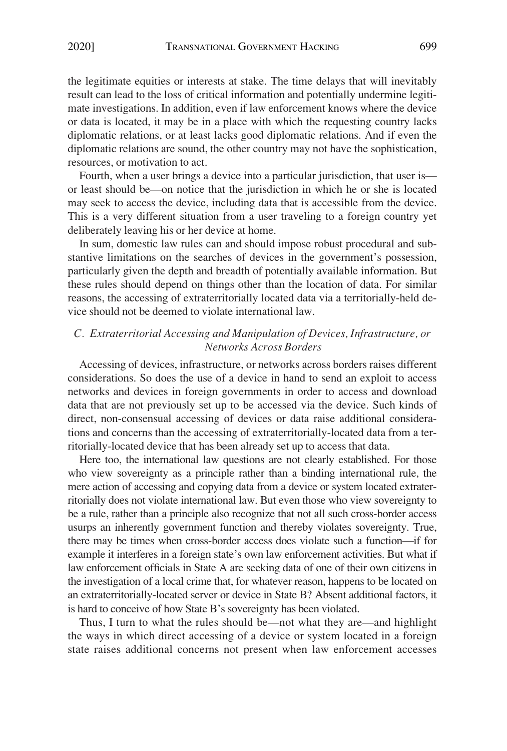the legitimate equities or interests at stake. The time delays that will inevitably result can lead to the loss of critical information and potentially undermine legitimate investigations. In addition, even if law enforcement knows where the device or data is located, it may be in a place with which the requesting country lacks diplomatic relations, or at least lacks good diplomatic relations. And if even the diplomatic relations are sound, the other country may not have the sophistication, resources, or motivation to act.

Fourth, when a user brings a device into a particular jurisdiction, that user is—or least should be—on notice that the jurisdiction in which he or she is located may seek to access the device, including data that is accessible from the device. This is a very different situation from a user traveling to a foreign country yet deliberately leaving his or her device at home.

In sum, domestic law rules can and should impose robust procedural and substantive limitations on the searches of devices in the government's possession, particularly given the depth and breadth of potentially available information. But these rules should depend on things other than the location of data. For similar reasons, the accessing of extraterritorially located data via a territorially-held device should not be deemed to violate international law.

### *C. Extraterritorial Accessing and Manipulation of Devices, Infrastructure, or Networks Across Borders*

Accessing of devices, infrastructure, or networks across borders raises different considerations. So does the use of a device in hand to send an exploit to access networks and devices in foreign governments in order to access and download data that are not previously set up to be accessed via the device. Such kinds of direct, non-consensual accessing of devices or data raise additional considerations and concerns than the accessing of extraterritorially-located data from a territorially-located device that has been already set up to access that data.

Here too, the international law questions are not clearly established. For those who view sovereignty as a principle rather than a binding international rule, the mere action of accessing and copying data from a device or system located extraterritorially does not violate international law. But even those who view sovereignty to be a rule, rather than a principle also recognize that not all such cross-border access usurps an inherently government function and thereby violates sovereignty. True, there may be times when cross-border access does violate such a function—if for example it interferes in a foreign state's own law enforcement activities. But what if law enforcement officials in State A are seeking data of one of their own citizens in the investigation of a local crime that, for whatever reason, happens to be located on an extraterritorially-located server or device in State B? Absent additional factors, it is hard to conceive of how State B's sovereignty has been violated.

Thus, I turn to what the rules should be—not what they are—and highlight the ways in which direct accessing of a device or system located in a foreign state raises additional concerns not present when law enforcement accesses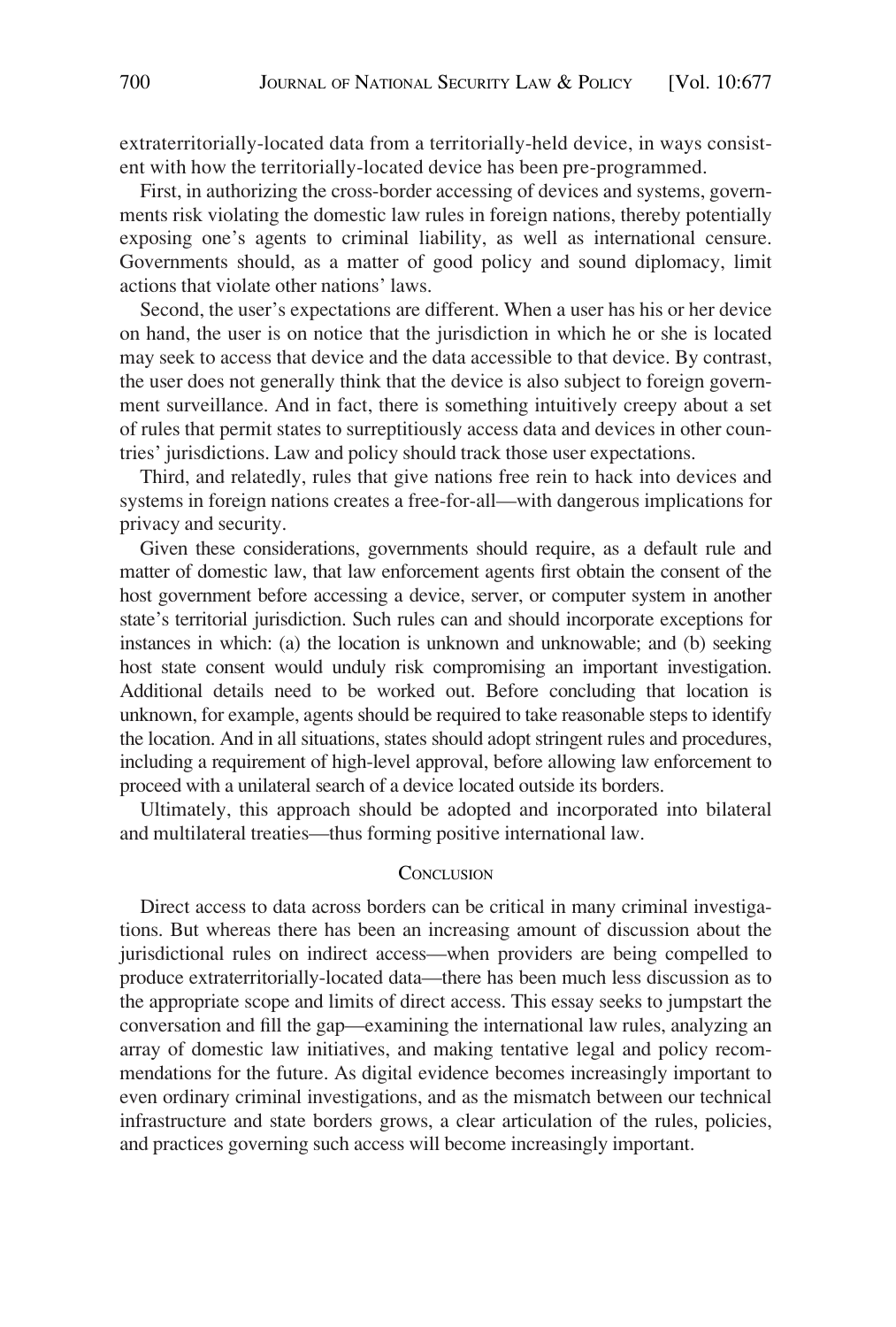extraterritorially-located data from a territorially-held device, in ways consistent with how the territorially-located device has been pre-programmed.

First, in authorizing the cross-border accessing of devices and systems, governments risk violating the domestic law rules in foreign nations, thereby potentially exposing one's agents to criminal liability, as well as international censure. Governments should, as a matter of good policy and sound diplomacy, limit actions that violate other nations' laws.

Second, the user's expectations are different. When a user has his or her device on hand, the user is on notice that the jurisdiction in which he or she is located may seek to access that device and the data accessible to that device. By contrast, the user does not generally think that the device is also subject to foreign government surveillance. And in fact, there is something intuitively creepy about a set of rules that permit states to surreptitiously access data and devices in other countries' jurisdictions. Law and policy should track those user expectations.

Third, and relatedly, rules that give nations free rein to hack into devices and systems in foreign nations creates a free-for-all—with dangerous implications for privacy and security.

Given these considerations, governments should require, as a default rule and matter of domestic law, that law enforcement agents first obtain the consent of the host government before accessing a device, server, or computer system in another state's territorial jurisdiction. Such rules can and should incorporate exceptions for instances in which: (a) the location is unknown and unknowable; and (b) seeking host state consent would unduly risk compromising an important investigation. Additional details need to be worked out. Before concluding that location is unknown, for example, agents should be required to take reasonable steps to identify the location. And in all situations, states should adopt stringent rules and procedures, including a requirement of high-level approval, before allowing law enforcement to proceed with a unilateral search of a device located outside its borders.

Ultimately, this approach should be adopted and incorporated into bilateral and multilateral treaties—thus forming positive international law.

## Conclusion

Direct access to data across borders can be critical in many criminal investigations. But whereas there has been an increasing amount of discussion about the jurisdictional rules on indirect access—when providers are being compelled to produce extraterritorially-located data—there has been much less discussion as to the appropriate scope and limits of direct access. This essay seeks to jumpstart the conversation and fill the gap—examining the international law rules, analyzing an array of domestic law initiatives, and making tentative legal and policy recommendations for the future. As digital evidence becomes increasingly important to even ordinary criminal investigations, and as the mismatch between our technical infrastructure and state borders grows, a clear articulation of the rules, policies, and practices governing such access will become increasingly important.